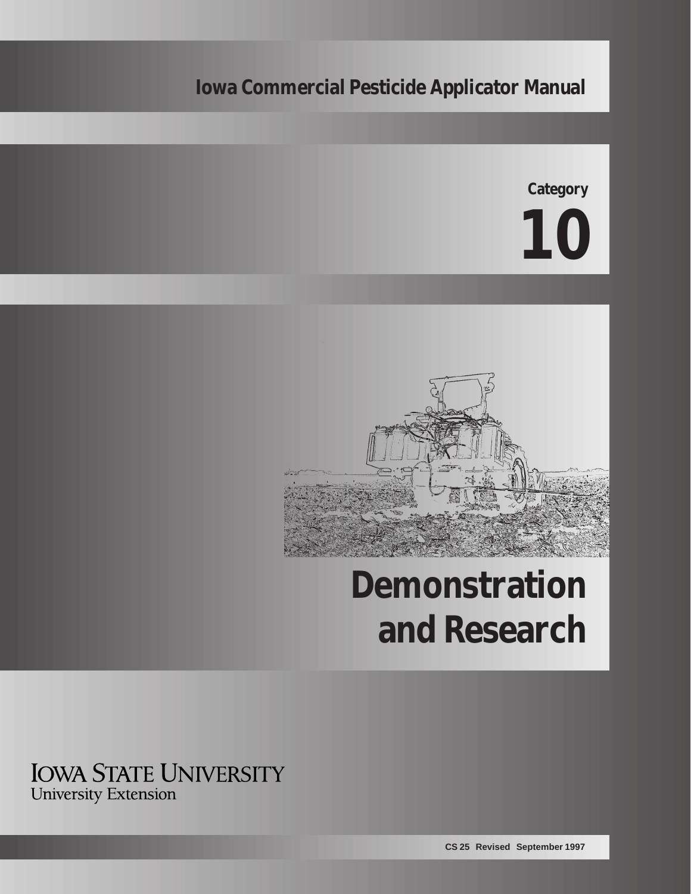Iowa Commercial Pesticide Applicator Manual

Category

# 10

# Demonstration and Research

IOWA STATE UNIVERSITY
University Extension

CS 25 Revised September 1997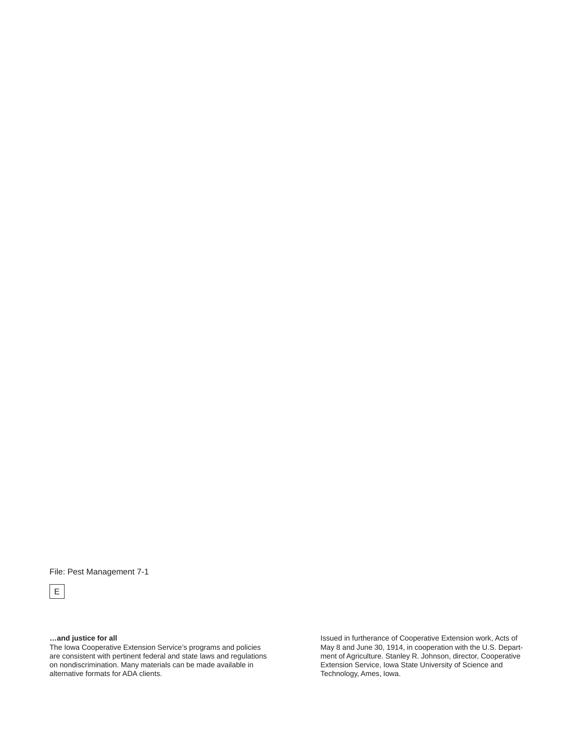File: Pest Management 7-1

E

**…and justice for all**
The Iowa Cooperative Extension Service's programs and policies are consistent with pertinent federal and state laws and regulations on nondiscrimination. Many materials can be made available in alternative formats for ADA clients.

Issued in furtherance of Cooperative Extension work, Acts of May 8 and June 30, 1914, in cooperation with the U.S. Department of Agriculture. Stanley R. Johnson, director, Cooperative Extension Service, Iowa State University of Science and Technology, Ames, Iowa.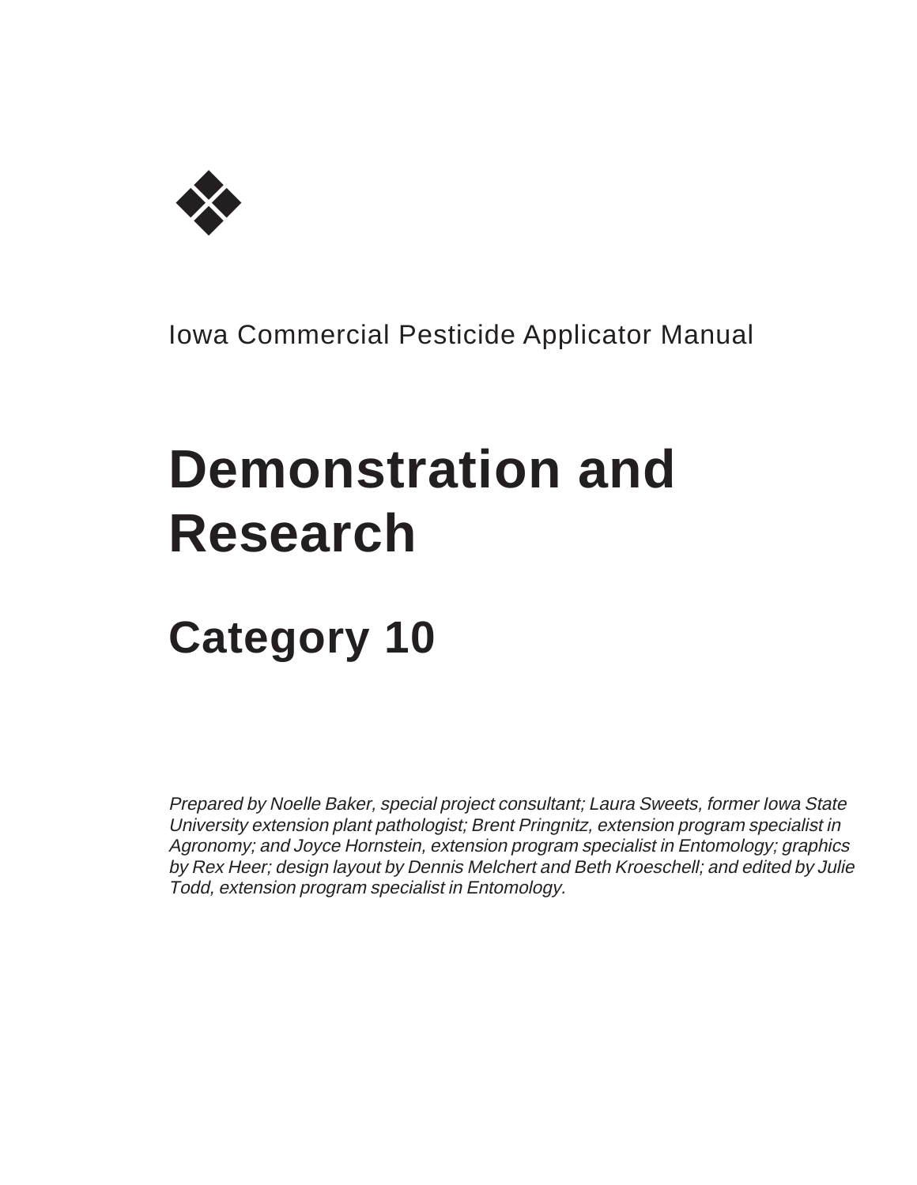Iowa Commercial Pesticide Applicator Manual

# Demonstration and Research

## Category 10

*Prepared by Noelle Baker, special project consultant; Laura Sweets, former Iowa State University extension plant pathologist; Brent Pringnitz, extension program specialist in Agronomy; and Joyce Hornstein, extension program specialist in Entomology; graphics by Rex Heer; design layout by Dennis Melchert and Beth Kroeschell; and edited by Julie Todd, extension program specialist in Entomology.*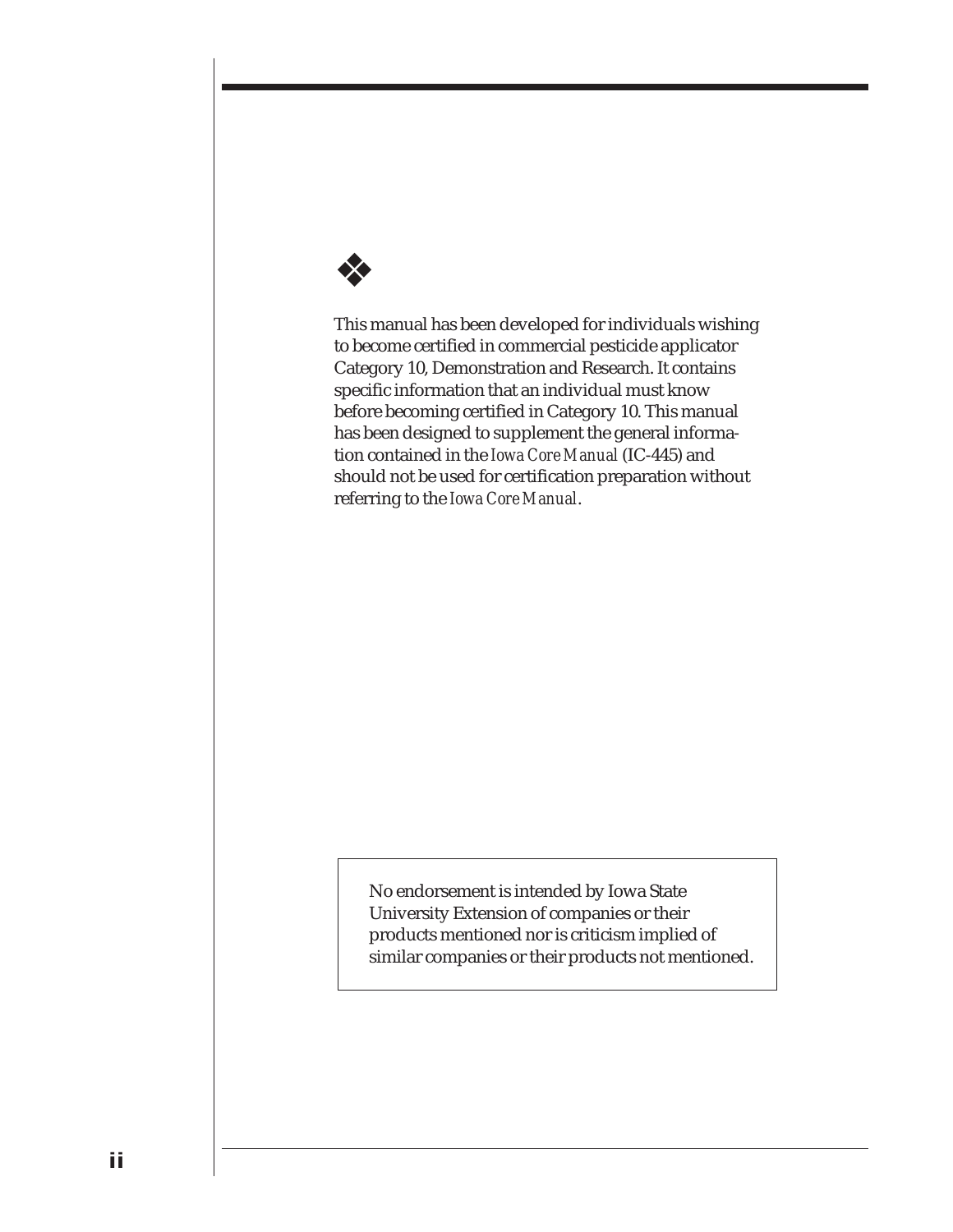❖

This manual has been developed for individuals wishing to become certified in commercial pesticide applicator Category 10, Demonstration and Research. It contains specific information that an individual must know before becoming certified in Category 10. This manual has been designed to supplement the general information contained in the *Iowa Core Manual* (IC-445) and should not be used for certification preparation without referring to the *Iowa Core Manual*.

> No endorsement is intended by Iowa State University Extension of companies or their products mentioned nor is criticism implied of similar companies or their products not mentioned.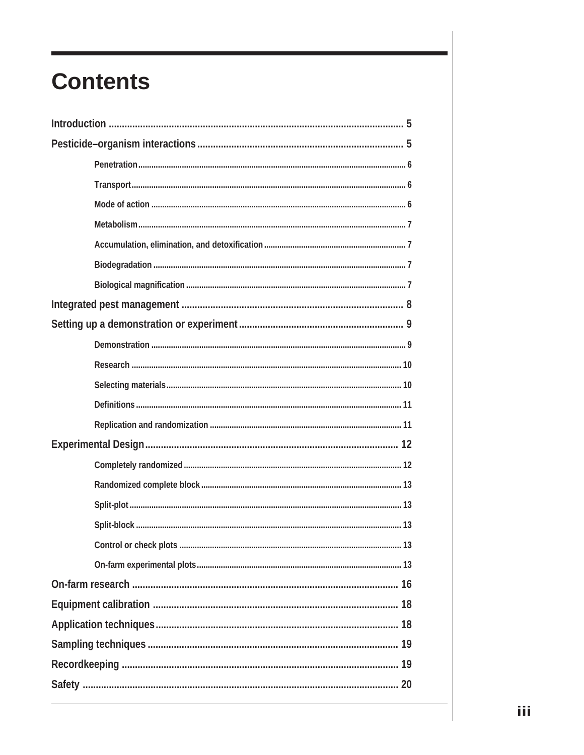# Contents

- **Introduction** ........................................................................................................ 5
- **Pesticide–organism interactions** ...................................................................... 5
  - Penetration ........................................................................................................ 6
  - Transport ........................................................................................................... 6
  - Mode of action ................................................................................................... 6
  - Metabolism ........................................................................................................ 7
  - Accumulation, elimination, and detoxification ................................................. 7
  - Biodegradation ................................................................................................... 7
  - Biological magnification ..................................................................................... 7
- **Integrated pest management** ........................................................................... 8
- **Setting up a demonstration or experiment** ...................................................... 9
  - Demonstration ................................................................................................... 9
  - Research ........................................................................................................... 10
  - Selecting materials ........................................................................................... 10
  - Definitions ........................................................................................................ 11
  - Replication and randomization ........................................................................ 11
- **Experimental Design** ....................................................................................... 12
  - Completely randomized ................................................................................... 12
  - Randomized complete block ............................................................................ 13
  - Split-plot ........................................................................................................... 13
  - Split-block ......................................................................................................... 13
  - Control or check plots ...................................................................................... 13
  - On-farm experimental plots ............................................................................. 13
- **On-farm research** ............................................................................................ 16
- **Equipment calibration** .................................................................................... 18
- **Application techniques** ................................................................................... 18
- **Sampling techniques** ...................................................................................... 19
- **Recordkeeping** ................................................................................................ 19
- **Safety** .............................................................................................................. 20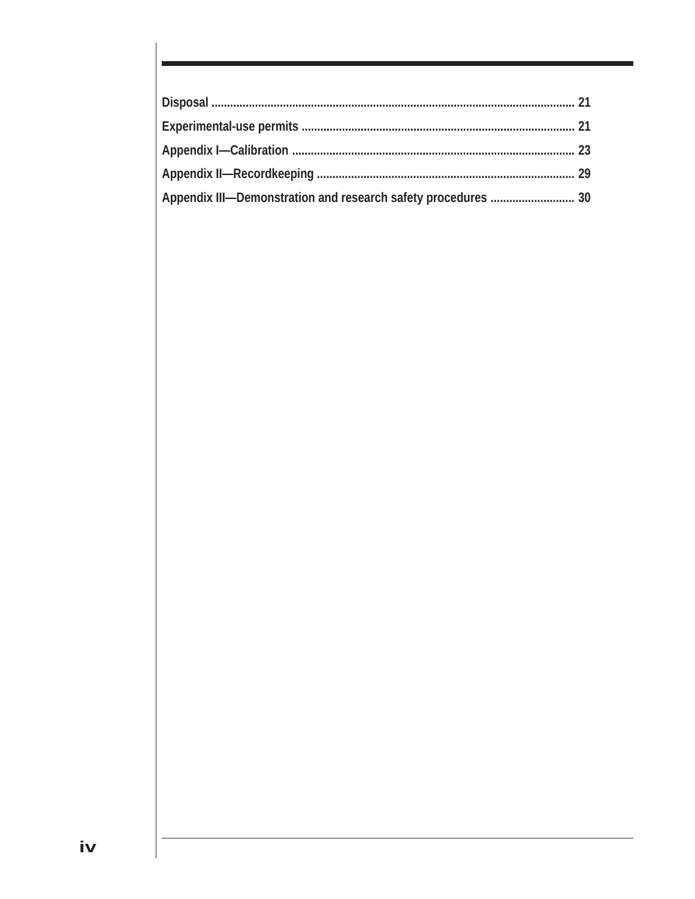Disposal .................................................................................................................. 21

Experimental-use permits ..................................................................................... 21

Appendix I—Calibration ........................................................................................ 23

Appendix II—Recordkeeping ................................................................................. 29

Appendix III—Demonstration and research safety procedures ........................... 30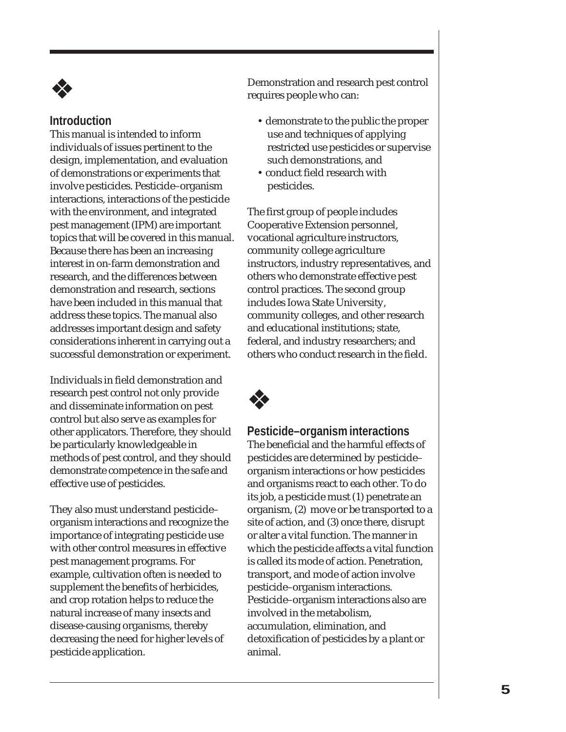## Introduction

This manual is intended to inform individuals of issues pertinent to the design, implementation, and evaluation of demonstrations or experiments that involve pesticides. Pesticide–organism interactions, interactions of the pesticide with the environment, and integrated pest management (IPM) are important topics that will be covered in this manual. Because there has been an increasing interest in on-farm demonstration and research, and the differences between demonstration and research, sections have been included in this manual that address these topics. The manual also addresses important design and safety considerations inherent in carrying out a successful demonstration or experiment.

Individuals in field demonstration and research pest control not only provide and disseminate information on pest control but also serve as examples for other applicators. Therefore, they should be particularly knowledgeable in methods of pest control, and they should demonstrate competence in the safe and effective use of pesticides.

They also must understand pesticide–organism interactions and recognize the importance of integrating pesticide use with other control measures in effective pest management programs. For example, cultivation often is needed to supplement the benefits of herbicides, and crop rotation helps to reduce the natural increase of many insects and disease-causing organisms, thereby decreasing the need for higher levels of pesticide application.

Demonstration and research pest control requires people who can:

- demonstrate to the public the proper use and techniques of applying restricted use pesticides or supervise such demonstrations, and
- conduct field research with pesticides.

The first group of people includes Cooperative Extension personnel, vocational agriculture instructors, community college agriculture instructors, industry representatives, and others who demonstrate effective pest control practices. The second group includes Iowa State University, community colleges, and other research and educational institutions; state, federal, and industry researchers; and others who conduct research in the field.

## Pesticide–organism interactions

The beneficial and the harmful effects of pesticides are determined by pesticide–organism interactions or how pesticides and organisms react to each other. To do its job, a pesticide must (1) penetrate an organism, (2) move or be transported to a site of action, and (3) once there, disrupt or alter a vital function. The manner in which the pesticide affects a vital function is called its mode of action. Penetration, transport, and mode of action involve pesticide–organism interactions. Pesticide–organism interactions also are involved in the metabolism, accumulation, elimination, and detoxification of pesticides by a plant or animal.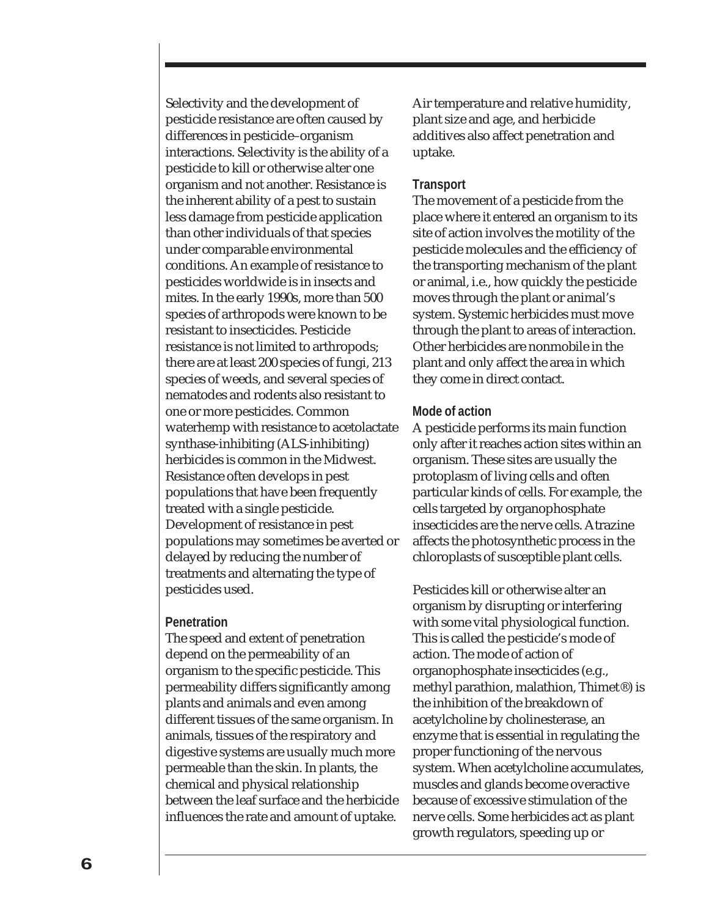Selectivity and the development of pesticide resistance are often caused by differences in pesticide–organism interactions. Selectivity is the ability of a pesticide to kill or otherwise alter one organism and not another. Resistance is the inherent ability of a pest to sustain less damage from pesticide application than other individuals of that species under comparable environmental conditions. An example of resistance to pesticides worldwide is in insects and mites. In the early 1990s, more than 500 species of arthropods were known to be resistant to insecticides. Pesticide resistance is not limited to arthropods; there are at least 200 species of fungi, 213 species of weeds, and several species of nematodes and rodents also resistant to one or more pesticides. Common waterhemp with resistance to acetolactate synthase-inhibiting (ALS-inhibiting) herbicides is common in the Midwest. Resistance often develops in pest populations that have been frequently treated with a single pesticide. Development of resistance in pest populations may sometimes be averted or delayed by reducing the number of treatments and alternating the type of pesticides used.

### Penetration

The speed and extent of penetration depend on the permeability of an organism to the specific pesticide. This permeability differs significantly among plants and animals and even among different tissues of the same organism. In animals, tissues of the respiratory and digestive systems are usually much more permeable than the skin. In plants, the chemical and physical relationship between the leaf surface and the herbicide influences the rate and amount of uptake. Air temperature and relative humidity, plant size and age, and herbicide additives also affect penetration and uptake.

### Transport

The movement of a pesticide from the place where it entered an organism to its site of action involves the motility of the pesticide molecules and the efficiency of the transporting mechanism of the plant or animal, i.e., how quickly the pesticide moves through the plant or animal's system. Systemic herbicides must move through the plant to areas of interaction. Other herbicides are nonmobile in the plant and only affect the area in which they come in direct contact.

### Mode of action

A pesticide performs its main function only after it reaches action sites within an organism. These sites are usually the protoplasm of living cells and often particular kinds of cells. For example, the cells targeted by organophosphate insecticides are the nerve cells. Atrazine affects the photosynthetic process in the chloroplasts of susceptible plant cells.

Pesticides kill or otherwise alter an organism by disrupting or interfering with some vital physiological function. This is called the pesticide's mode of action. The mode of action of organophosphate insecticides (e.g., methyl parathion, malathion, Thimet®) is the inhibition of the breakdown of acetylcholine by cholinesterase, an enzyme that is essential in regulating the proper functioning of the nervous system. When acetylcholine accumulates, muscles and glands become overactive because of excessive stimulation of the nerve cells. Some herbicides act as plant growth regulators, speeding up or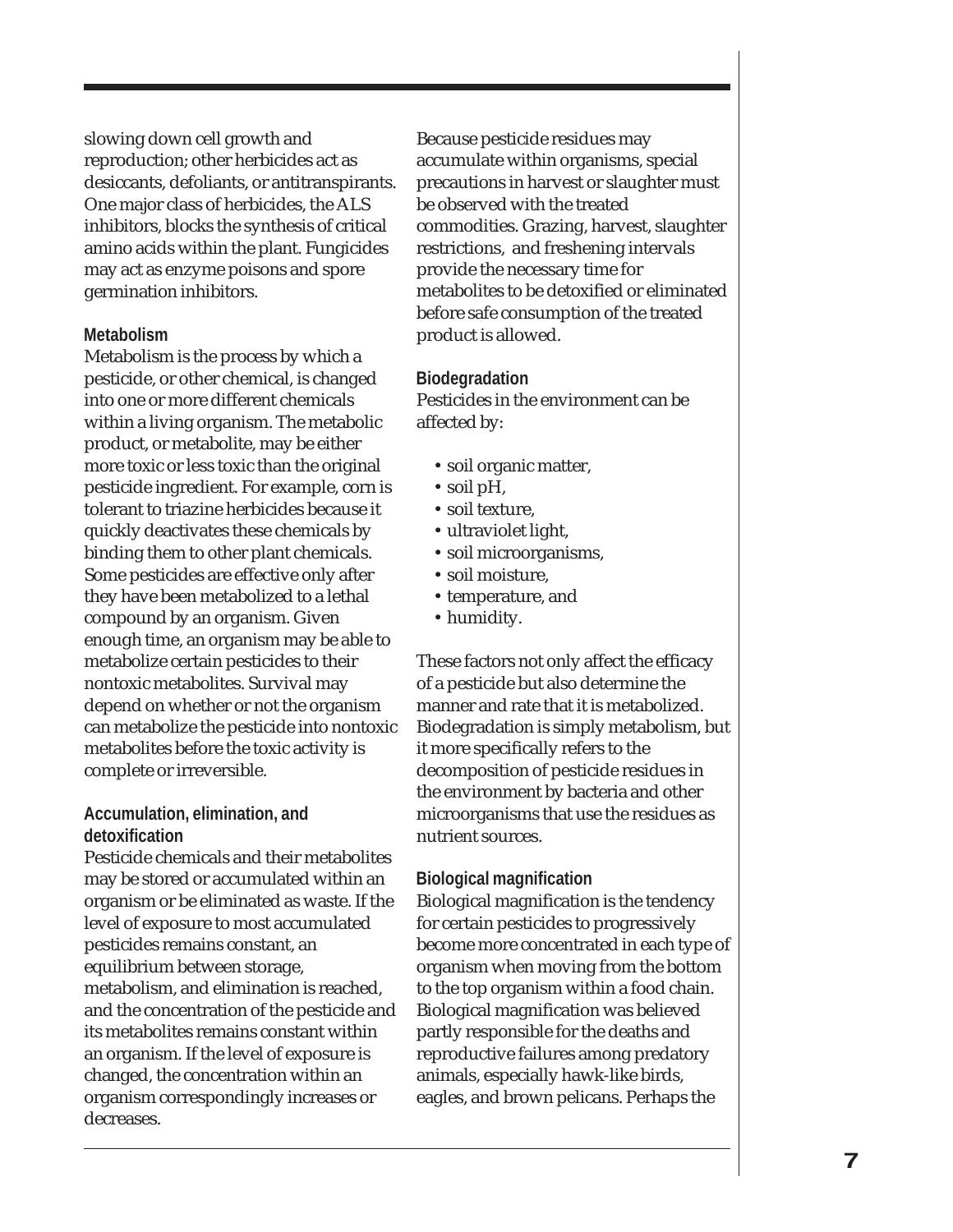slowing down cell growth and reproduction; other herbicides act as desiccants, defoliants, or antitranspirants. One major class of herbicides, the ALS inhibitors, blocks the synthesis of critical amino acids within the plant. Fungicides may act as enzyme poisons and spore germination inhibitors.

### Metabolism

Metabolism is the process by which a pesticide, or other chemical, is changed into one or more different chemicals within a living organism. The metabolic product, or metabolite, may be either more toxic or less toxic than the original pesticide ingredient. For example, corn is tolerant to triazine herbicides because it quickly deactivates these chemicals by binding them to other plant chemicals. Some pesticides are effective only after they have been metabolized to a lethal compound by an organism. Given enough time, an organism may be able to metabolize certain pesticides to their nontoxic metabolites. Survival may depend on whether or not the organism can metabolize the pesticide into nontoxic metabolites before the toxic activity is complete or irreversible.

### Accumulation, elimination, and detoxification

Pesticide chemicals and their metabolites may be stored or accumulated within an organism or be eliminated as waste. If the level of exposure to most accumulated pesticides remains constant, an equilibrium between storage, metabolism, and elimination is reached, and the concentration of the pesticide and its metabolites remains constant within an organism. If the level of exposure is changed, the concentration within an organism correspondingly increases or decreases.

Because pesticide residues may accumulate within organisms, special precautions in harvest or slaughter must be observed with the treated commodities. Grazing, harvest, slaughter restrictions, and freshening intervals provide the necessary time for metabolites to be detoxified or eliminated before safe consumption of the treated product is allowed.

### Biodegradation

Pesticides in the environment can be affected by:

- soil organic matter,
- soil pH,
- soil texture,
- ultraviolet light,
- soil microorganisms,
- soil moisture,
- temperature, and
- humidity.

These factors not only affect the efficacy of a pesticide but also determine the manner and rate that it is metabolized. Biodegradation is simply metabolism, but it more specifically refers to the decomposition of pesticide residues in the environment by bacteria and other microorganisms that use the residues as nutrient sources.

### Biological magnification

Biological magnification is the tendency for certain pesticides to progressively become more concentrated in each type of organism when moving from the bottom to the top organism within a food chain. Biological magnification was believed partly responsible for the deaths and reproductive failures among predatory animals, especially hawk-like birds, eagles, and brown pelicans. Perhaps the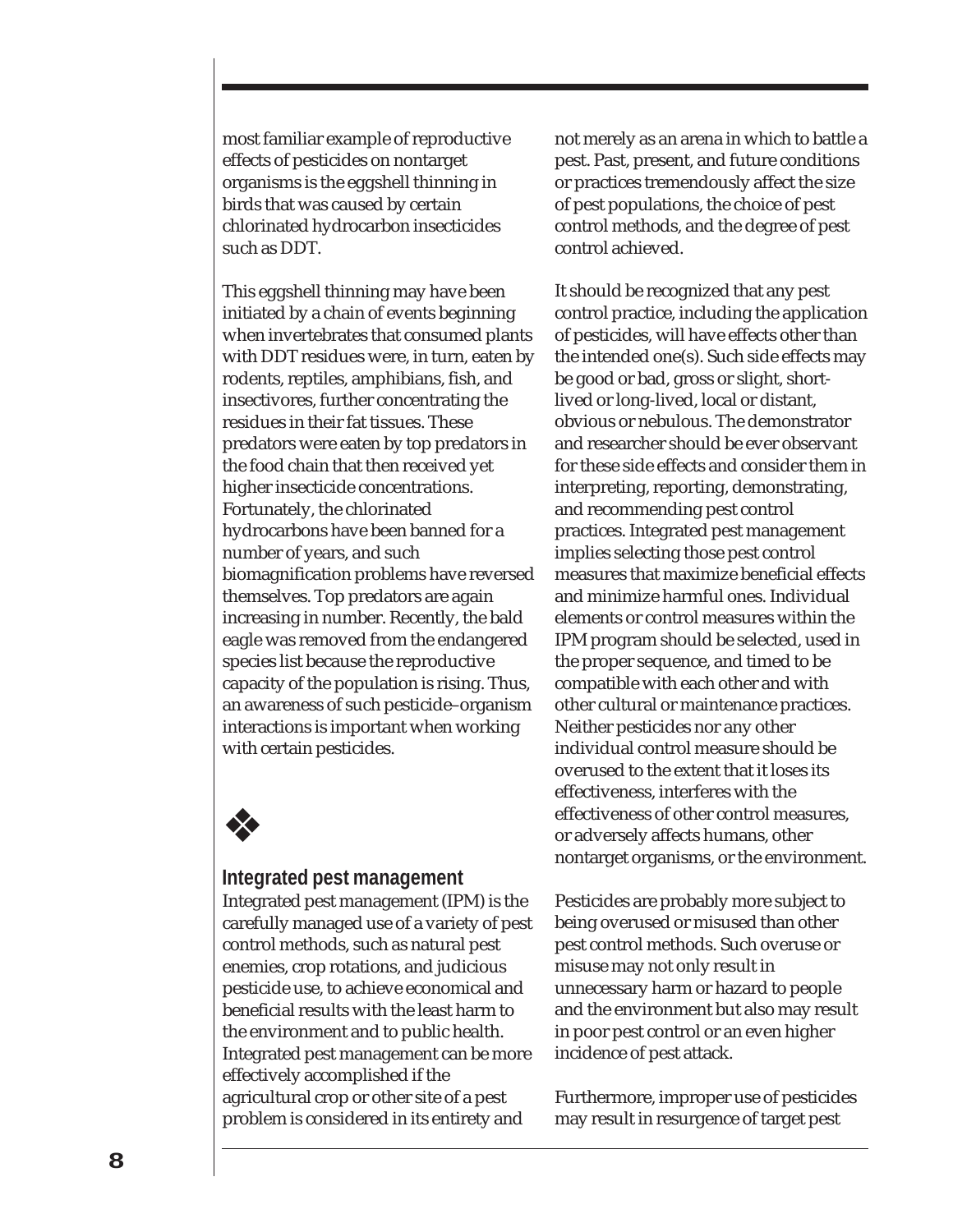most familiar example of reproductive effects of pesticides on nontarget organisms is the eggshell thinning in birds that was caused by certain chlorinated hydrocarbon insecticides such as DDT.

This eggshell thinning may have been initiated by a chain of events beginning when invertebrates that consumed plants with DDT residues were, in turn, eaten by rodents, reptiles, amphibians, fish, and insectivores, further concentrating the residues in their fat tissues. These predators were eaten by top predators in the food chain that then received yet higher insecticide concentrations. Fortunately, the chlorinated hydrocarbons have been banned for a number of years, and such biomagnification problems have reversed themselves. Top predators are again increasing in number. Recently, the bald eagle was removed from the endangered species list because the reproductive capacity of the population is rising. Thus, an awareness of such pesticide–organism interactions is important when working with certain pesticides.

❖

## Integrated pest management

Integrated pest management (IPM) is the carefully managed use of a variety of pest control methods, such as natural pest enemies, crop rotations, and judicious pesticide use, to achieve economical and beneficial results with the least harm to the environment and to public health. Integrated pest management can be more effectively accomplished if the agricultural crop or other site of a pest problem is considered in its entirety and not merely as an arena in which to battle a pest. Past, present, and future conditions or practices tremendously affect the size of pest populations, the choice of pest control methods, and the degree of pest control achieved.

It should be recognized that any pest control practice, including the application of pesticides, will have effects other than the intended one(s). Such side effects may be good or bad, gross or slight, short-lived or long-lived, local or distant, obvious or nebulous. The demonstrator and researcher should be ever observant for these side effects and consider them in interpreting, reporting, demonstrating, and recommending pest control practices. Integrated pest management implies selecting those pest control measures that maximize beneficial effects and minimize harmful ones. Individual elements or control measures within the IPM program should be selected, used in the proper sequence, and timed to be compatible with each other and with other cultural or maintenance practices. Neither pesticides nor any other individual control measure should be overused to the extent that it loses its effectiveness, interferes with the effectiveness of other control measures, or adversely affects humans, other nontarget organisms, or the environment.

Pesticides are probably more subject to being overused or misused than other pest control methods. Such overuse or misuse may not only result in unnecessary harm or hazard to people and the environment but also may result in poor pest control or an even higher incidence of pest attack.

Furthermore, improper use of pesticides may result in resurgence of target pest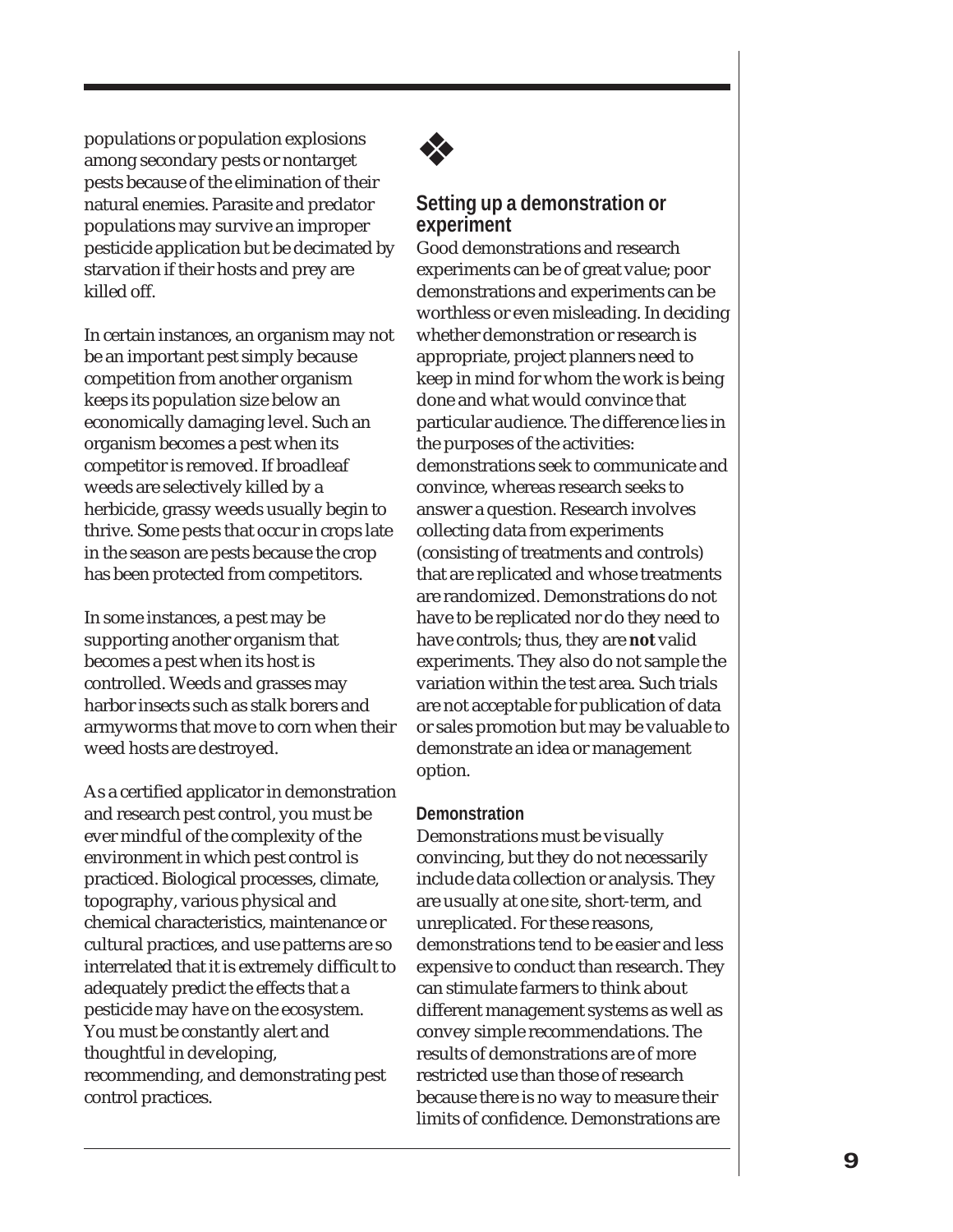populations or population explosions among secondary pests or nontarget pests because of the elimination of their natural enemies. Parasite and predator populations may survive an improper pesticide application but be decimated by starvation if their hosts and prey are killed off.

In certain instances, an organism may not be an important pest simply because competition from another organism keeps its population size below an economically damaging level. Such an organism becomes a pest when its competitor is removed. If broadleaf weeds are selectively killed by a herbicide, grassy weeds usually begin to thrive. Some pests that occur in crops late in the season are pests because the crop has been protected from competitors.

In some instances, a pest may be supporting another organism that becomes a pest when its host is controlled. Weeds and grasses may harbor insects such as stalk borers and armyworms that move to corn when their weed hosts are destroyed.

As a certified applicator in demonstration and research pest control, you must be ever mindful of the complexity of the environment in which pest control is practiced. Biological processes, climate, topography, various physical and chemical characteristics, maintenance or cultural practices, and use patterns are so interrelated that it is extremely difficult to adequately predict the effects that a pesticide may have on the ecosystem. You must be constantly alert and thoughtful in developing, recommending, and demonstrating pest control practices.

❖

## Setting up a demonstration or experiment

Good demonstrations and research experiments can be of great value; poor demonstrations and experiments can be worthless or even misleading. In deciding whether demonstration or research is appropriate, project planners need to keep in mind for whom the work is being done and what would convince that particular audience. The difference lies in the purposes of the activities: demonstrations seek to communicate and convince, whereas research seeks to answer a question. Research involves collecting data from experiments (consisting of treatments and controls) that are replicated and whose treatments are randomized. Demonstrations do not have to be replicated nor do they need to have controls; thus, they are **not** valid experiments. They also do not sample the variation within the test area. Such trials are not acceptable for publication of data or sales promotion but may be valuable to demonstrate an idea or management option.

### Demonstration

Demonstrations must be visually convincing, but they do not necessarily include data collection or analysis. They are usually at one site, short-term, and unreplicated. For these reasons, demonstrations tend to be easier and less expensive to conduct than research. They can stimulate farmers to think about different management systems as well as convey simple recommendations. The results of demonstrations are of more restricted use than those of research because there is no way to measure their limits of confidence. Demonstrations are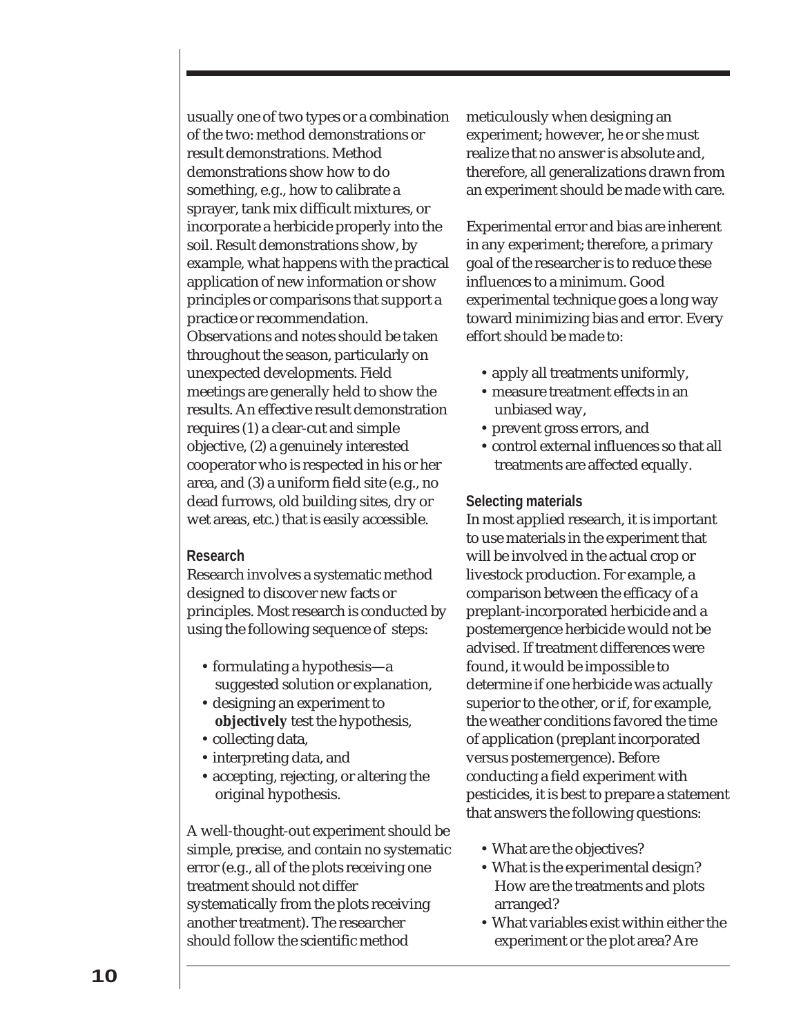usually one of two types or a combination of the two: method demonstrations or result demonstrations. Method demonstrations show how to do something, e.g., how to calibrate a sprayer, tank mix difficult mixtures, or incorporate a herbicide properly into the soil. Result demonstrations show, by example, what happens with the practical application of new information or show principles or comparisons that support a practice or recommendation. Observations and notes should be taken throughout the season, particularly on unexpected developments. Field meetings are generally held to show the results. An effective result demonstration requires (1) a clear-cut and simple objective, (2) a genuinely interested cooperator who is respected in his or her area, and (3) a uniform field site (e.g., no dead furrows, old building sites, dry or wet areas, etc.) that is easily accessible.

### Research

Research involves a systematic method designed to discover new facts or principles. Most research is conducted by using the following sequence of steps:

- formulating a hypothesis—a suggested solution or explanation,
- designing an experiment to **objectively** test the hypothesis,
- collecting data,
- interpreting data, and
- accepting, rejecting, or altering the original hypothesis.

A well-thought-out experiment should be simple, precise, and contain no systematic error (e.g., all of the plots receiving one treatment should not differ systematically from the plots receiving another treatment). The researcher should follow the scientific method meticulously when designing an experiment; however, he or she must realize that no answer is absolute and, therefore, all generalizations drawn from an experiment should be made with care.

Experimental error and bias are inherent in any experiment; therefore, a primary goal of the researcher is to reduce these influences to a minimum. Good experimental technique goes a long way toward minimizing bias and error. Every effort should be made to:

- apply all treatments uniformly,
- measure treatment effects in an unbiased way,
- prevent gross errors, and
- control external influences so that all treatments are affected equally.

### Selecting materials

In most applied research, it is important to use materials in the experiment that will be involved in the actual crop or livestock production. For example, a comparison between the efficacy of a preplant-incorporated herbicide and a postemergence herbicide would not be advised. If treatment differences were found, it would be impossible to determine if one herbicide was actually superior to the other, or if, for example, the weather conditions favored the time of application (preplant incorporated versus postemergence). Before conducting a field experiment with pesticides, it is best to prepare a statement that answers the following questions:

- What are the objectives?
- What is the experimental design? How are the treatments and plots arranged?
- What variables exist within either the experiment or the plot area? Are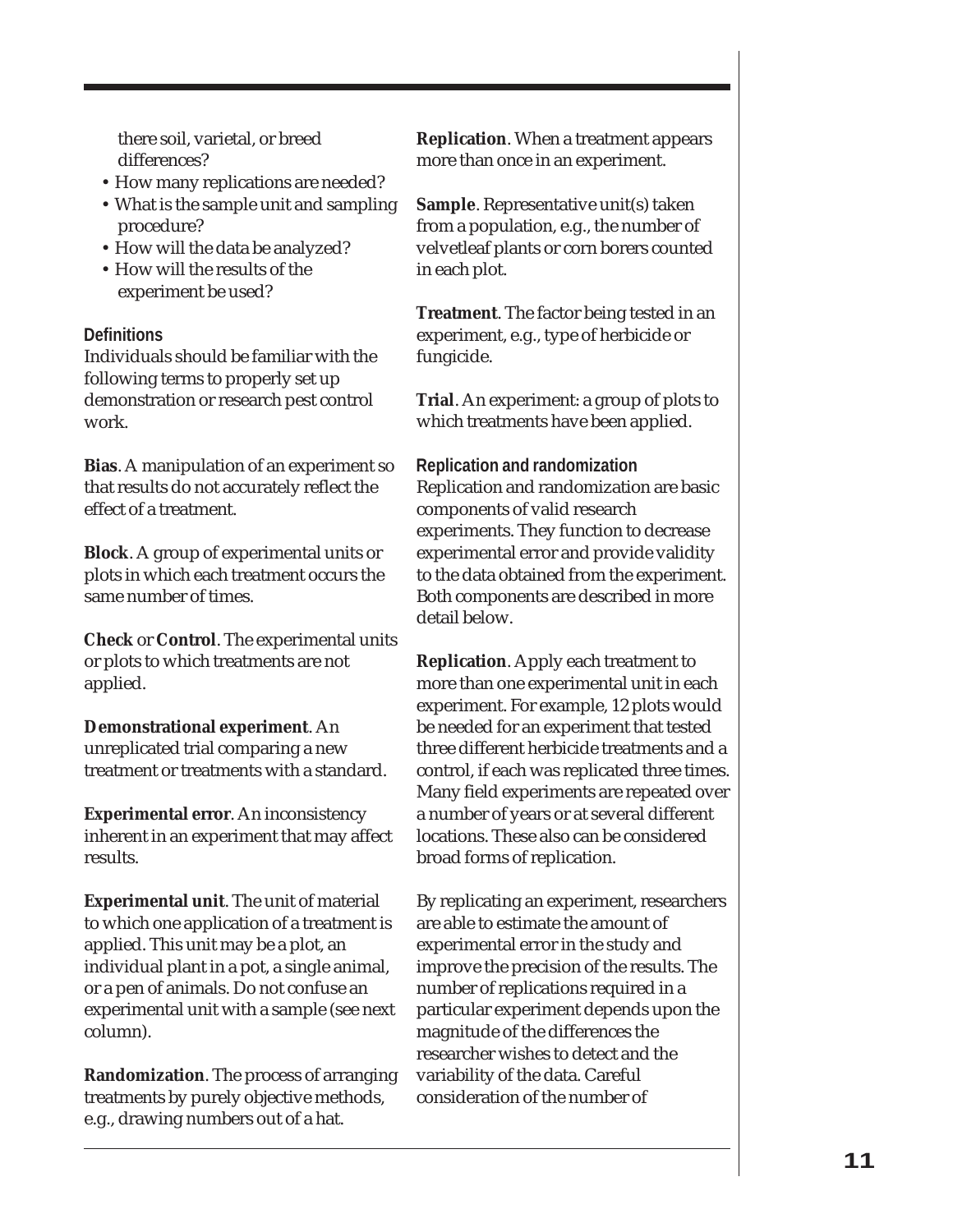there soil, varietal, or breed differences?

- How many replications are needed?
- What is the sample unit and sampling procedure?
- How will the data be analyzed?
- How will the results of the experiment be used?

### Definitions

Individuals should be familiar with the following terms to properly set up demonstration or research pest control work.

**Bias**. A manipulation of an experiment so that results do not accurately reflect the effect of a treatment.

**Block**. A group of experimental units or plots in which each treatment occurs the same number of times.

**Check** or **Control**. The experimental units or plots to which treatments are not applied.

**Demonstrational experiment**. An unreplicated trial comparing a new treatment or treatments with a standard.

**Experimental error**. An inconsistency inherent in an experiment that may affect results.

**Experimental unit**. The unit of material to which one application of a treatment is applied. This unit may be a plot, an individual plant in a pot, a single animal, or a pen of animals. Do not confuse an experimental unit with a sample (see next column).

**Randomization**. The process of arranging treatments by purely objective methods, e.g., drawing numbers out of a hat.

**Replication**. When a treatment appears more than once in an experiment.

**Sample**. Representative unit(s) taken from a population, e.g., the number of velvetleaf plants or corn borers counted in each plot.

**Treatment**. The factor being tested in an experiment, e.g., type of herbicide or fungicide.

**Trial**. An experiment: a group of plots to which treatments have been applied.

### Replication and randomization

Replication and randomization are basic components of valid research experiments. They function to decrease experimental error and provide validity to the data obtained from the experiment. Both components are described in more detail below.

**Replication**. Apply each treatment to more than one experimental unit in each experiment. For example, 12 plots would be needed for an experiment that tested three different herbicide treatments and a control, if each was replicated three times. Many field experiments are repeated over a number of years or at several different locations. These also can be considered broad forms of replication.

By replicating an experiment, researchers are able to estimate the amount of experimental error in the study and improve the precision of the results. The number of replications required in a particular experiment depends upon the magnitude of the differences the researcher wishes to detect and the variability of the data. Careful consideration of the number of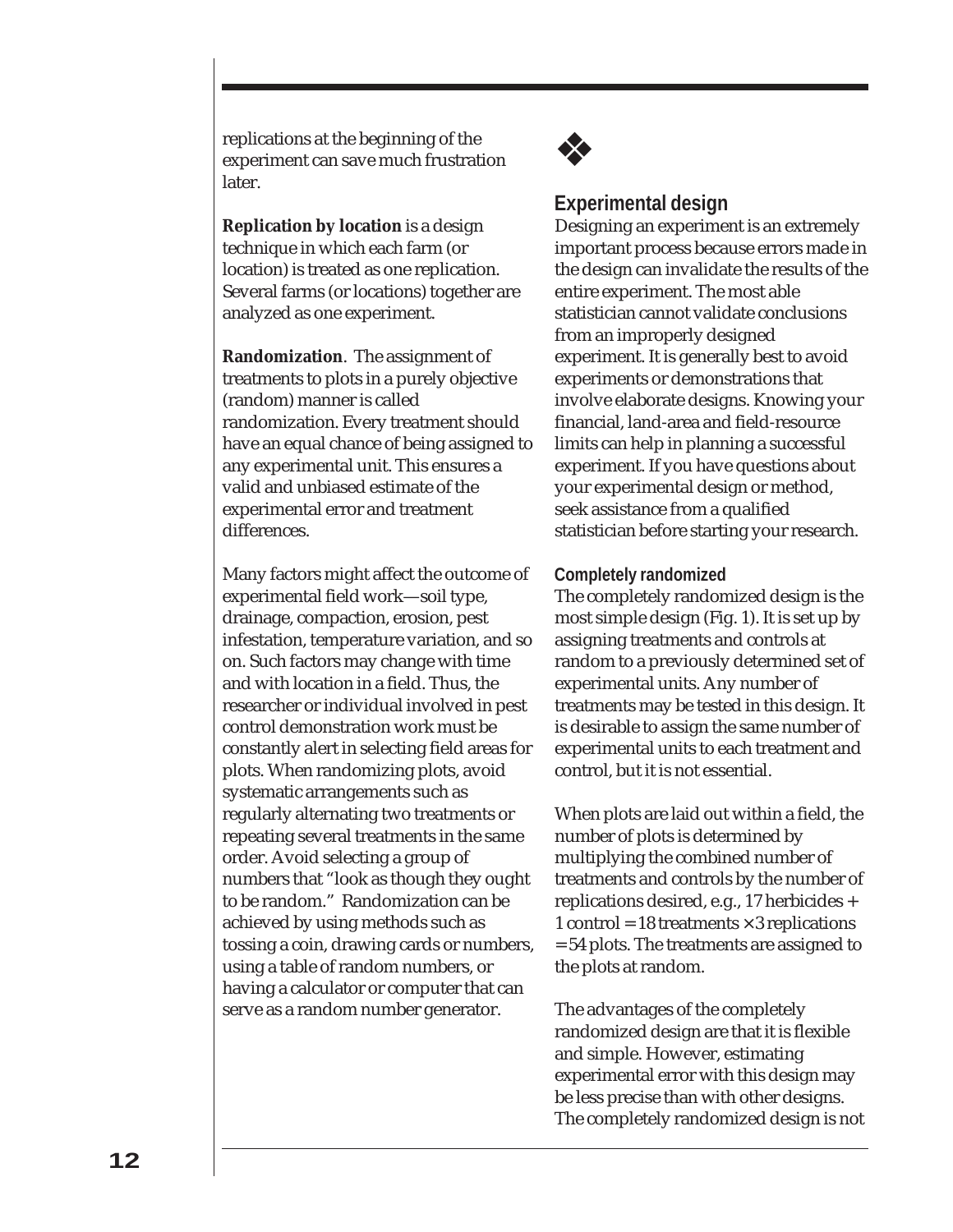replications at the beginning of the experiment can save much frustration later.

**Replication by location** is a design technique in which each farm (or location) is treated as one replication. Several farms (or locations) together are analyzed as one experiment.

**Randomization**. The assignment of treatments to plots in a purely objective (random) manner is called randomization. Every treatment should have an equal chance of being assigned to any experimental unit. This ensures a valid and unbiased estimate of the experimental error and treatment differences.

Many factors might affect the outcome of experimental field work—soil type, drainage, compaction, erosion, pest infestation, temperature variation, and so on. Such factors may change with time and with location in a field. Thus, the researcher or individual involved in pest control demonstration work must be constantly alert in selecting field areas for plots. When randomizing plots, avoid systematic arrangements such as regularly alternating two treatments or repeating several treatments in the same order. Avoid selecting a group of numbers that "look as though they ought to be random." Randomization can be achieved by using methods such as tossing a coin, drawing cards or numbers, using a table of random numbers, or having a calculator or computer that can serve as a random number generator.

❖

## Experimental design

Designing an experiment is an extremely important process because errors made in the design can invalidate the results of the entire experiment. The most able statistician cannot validate conclusions from an improperly designed experiment. It is generally best to avoid experiments or demonstrations that involve elaborate designs. Knowing your financial, land-area and field-resource limits can help in planning a successful experiment. If you have questions about your experimental design or method, seek assistance from a qualified statistician before starting your research.

### Completely randomized

The completely randomized design is the most simple design (Fig. 1). It is set up by assigning treatments and controls at random to a previously determined set of experimental units. Any number of treatments may be tested in this design. It is desirable to assign the same number of experimental units to each treatment and control, but it is not essential.

When plots are laid out within a field, the number of plots is determined by multiplying the combined number of treatments and controls by the number of replications desired, e.g., 17 herbicides + 1 control = 18 treatments × 3 replications = 54 plots. The treatments are assigned to the plots at random.

The advantages of the completely randomized design are that it is flexible and simple. However, estimating experimental error with this design may be less precise than with other designs. The completely randomized design is not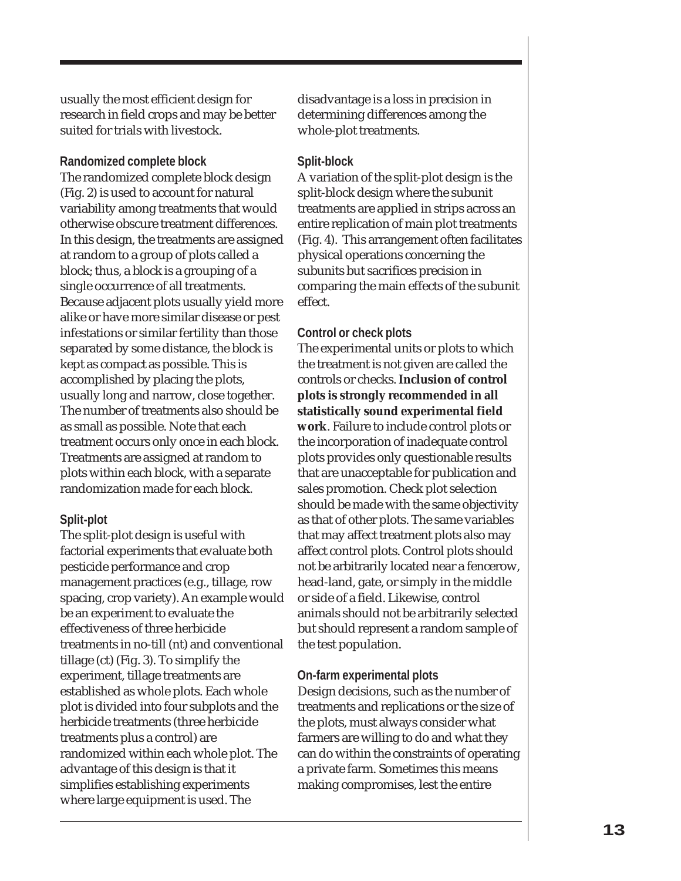usually the most efficient design for research in field crops and may be better suited for trials with livestock.

### Randomized complete block

The randomized complete block design (Fig. 2) is used to account for natural variability among treatments that would otherwise obscure treatment differences. In this design, the treatments are assigned at random to a group of plots called a block; thus, a block is a grouping of a single occurrence of all treatments. Because adjacent plots usually yield more alike or have more similar disease or pest infestations or similar fertility than those separated by some distance, the block is kept as compact as possible. This is accomplished by placing the plots, usually long and narrow, close together. The number of treatments also should be as small as possible. Note that each treatment occurs only once in each block. Treatments are assigned at random to plots within each block, with a separate randomization made for each block.

### Split-plot

The split-plot design is useful with factorial experiments that evaluate both pesticide performance and crop management practices (e.g., tillage, row spacing, crop variety). An example would be an experiment to evaluate the effectiveness of three herbicide treatments in no-till (nt) and conventional tillage (ct) (Fig. 3). To simplify the experiment, tillage treatments are established as whole plots. Each whole plot is divided into four subplots and the herbicide treatments (three herbicide treatments plus a control) are randomized within each whole plot. The advantage of this design is that it simplifies establishing experiments where large equipment is used. The disadvantage is a loss in precision in determining differences among the whole-plot treatments.

### Split-block

A variation of the split-plot design is the split-block design where the subunit treatments are applied in strips across an entire replication of main plot treatments (Fig. 4). This arrangement often facilitates physical operations concerning the subunits but sacrifices precision in comparing the main effects of the subunit effect.

### Control or check plots

The experimental units or plots to which the treatment is not given are called the controls or checks. **Inclusion of control plots is strongly recommended in all statistically sound experimental field work**. Failure to include control plots or the incorporation of inadequate control plots provides only questionable results that are unacceptable for publication and sales promotion. Check plot selection should be made with the same objectivity as that of other plots. The same variables that may affect treatment plots also may affect control plots. Control plots should not be arbitrarily located near a fencerow, head-land, gate, or simply in the middle or side of a field. Likewise, control animals should not be arbitrarily selected but should represent a random sample of the test population.

### On-farm experimental plots

Design decisions, such as the number of treatments and replications or the size of the plots, must always consider what farmers are willing to do and what they can do within the constraints of operating a private farm. Sometimes this means making compromises, lest the entire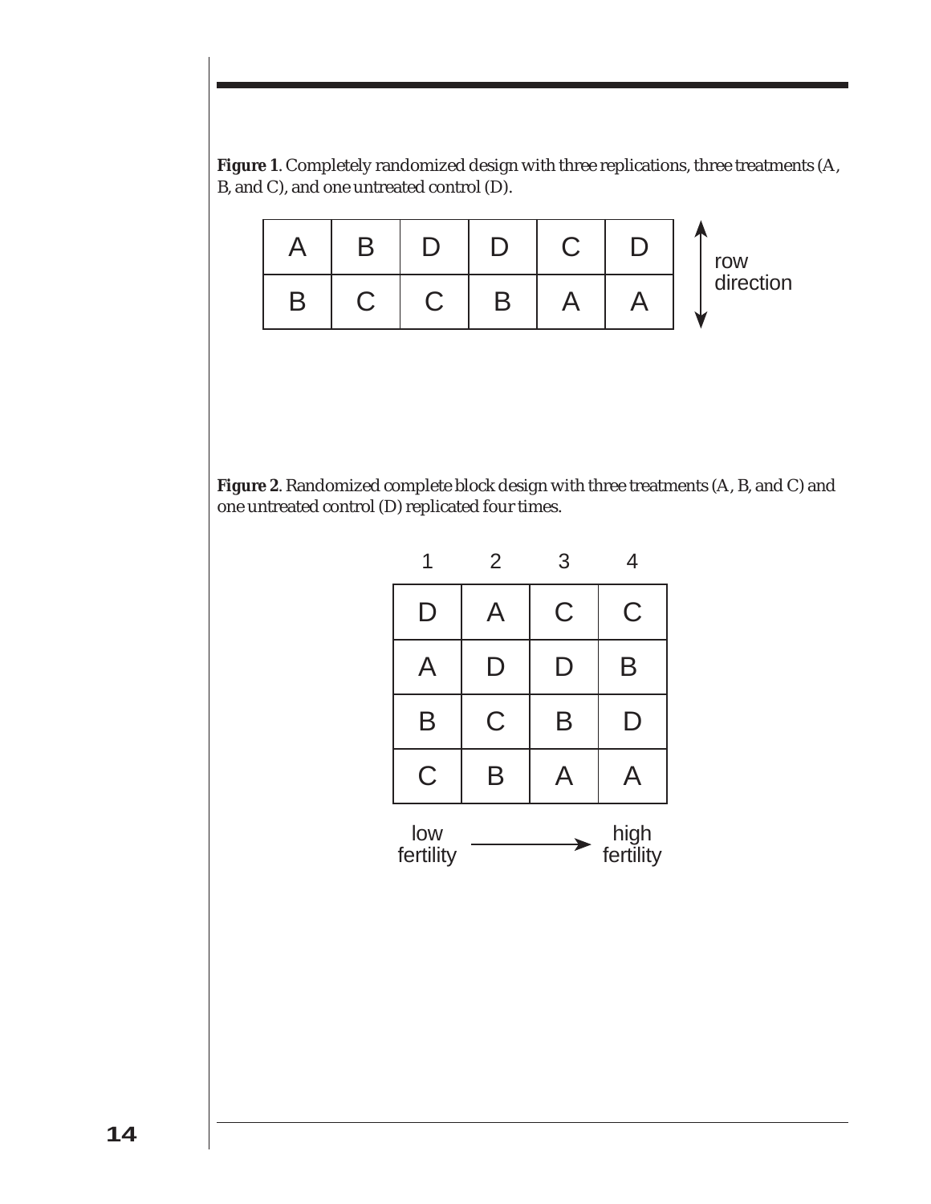**Figure 1**. Completely randomized design with three replications, three treatments (A, B, and C), and one untreated control (D).

| A | B | D | D | C | D |
|---|---|---|---|---|---|
| B | C | C | B | A | A |

↕ row direction

**Figure 2**. Randomized complete block design with three treatments (A, B, and C) and one untreated control (D) replicated four times.

| 1 | 2 | 3 | 4 |
|---|---|---|---|
| D | A | C | C |
| A | D | D | B |
| B | C | B | D |
| C | B | A | A |

low fertility → high fertility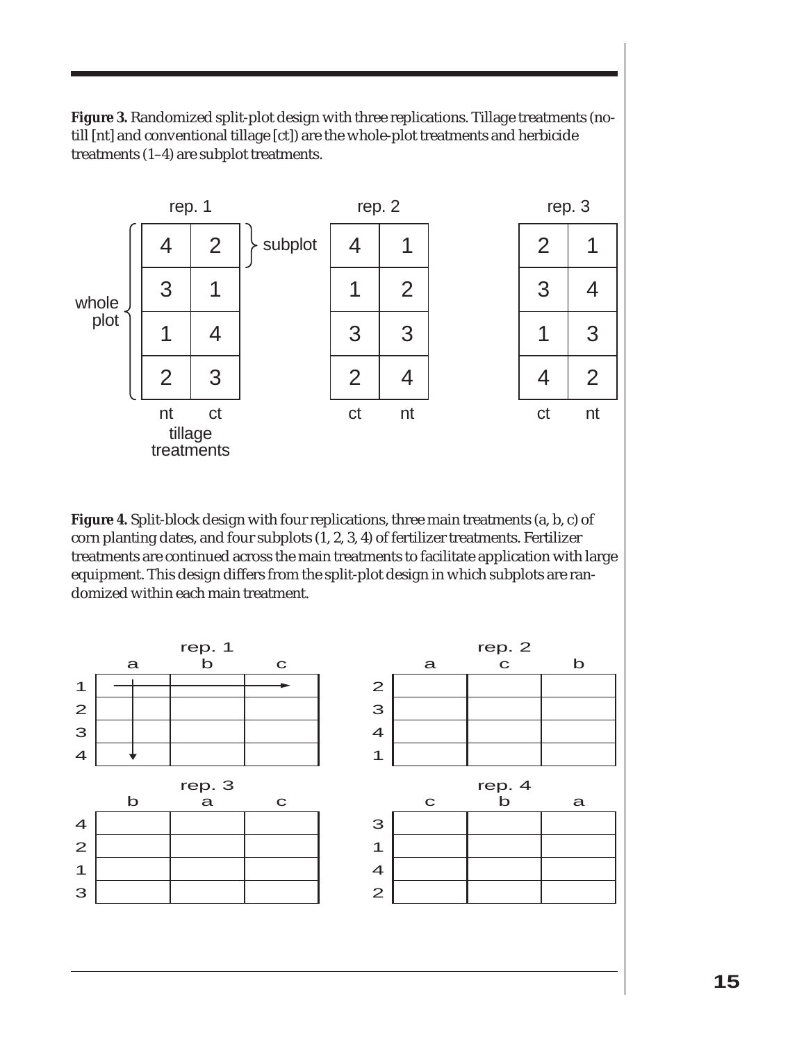**Figure 3.** Randomized split-plot design with three replications. Tillage treatments (no-till [nt] and conventional tillage [ct]) are the whole-plot treatments and herbicide treatments (1–4) are subplot treatments.

| rep. 1 | | rep. 2 | | rep. 3 | |
|---|---|---|---|---|---|
| 4 | 2 | 4 | 1 | 2 | 1 |
| 3 | 1 | 1 | 2 | 3 | 4 |
| 1 | 4 | 3 | 3 | 1 | 3 |
| 2 | 3 | 2 | 4 | 4 | 2 |
| nt | ct | ct | nt | ct | nt |

whole plot; subplot; tillage treatments

**Figure 4.** Split-block design with four replications, three main treatments (a, b, c) of corn planting dates, and four subplots (1, 2, 3, 4) of fertilizer treatments. Fertilizer treatments are continued across the main treatments to facilitate application with large equipment. This design differs from the split-plot design in which subplots are randomized within each main treatment.

rep. 1

| | a | b | c |
|---|---|---|---|
| 1 | | | |
| 2 | | | |
| 3 | | | |
| 4 | | | |

rep. 2

| | a | c | b |
|---|---|---|---|
| 2 | | | |
| 3 | | | |
| 4 | | | |
| 1 | | | |

rep. 3

| | b | a | c |
|---|---|---|---|
| 4 | | | |
| 2 | | | |
| 1 | | | |
| 3 | | | |

rep. 4

| | c | b | a |
|---|---|---|---|
| 3 | | | |
| 1 | | | |
| 4 | | | |
| 2 | | | |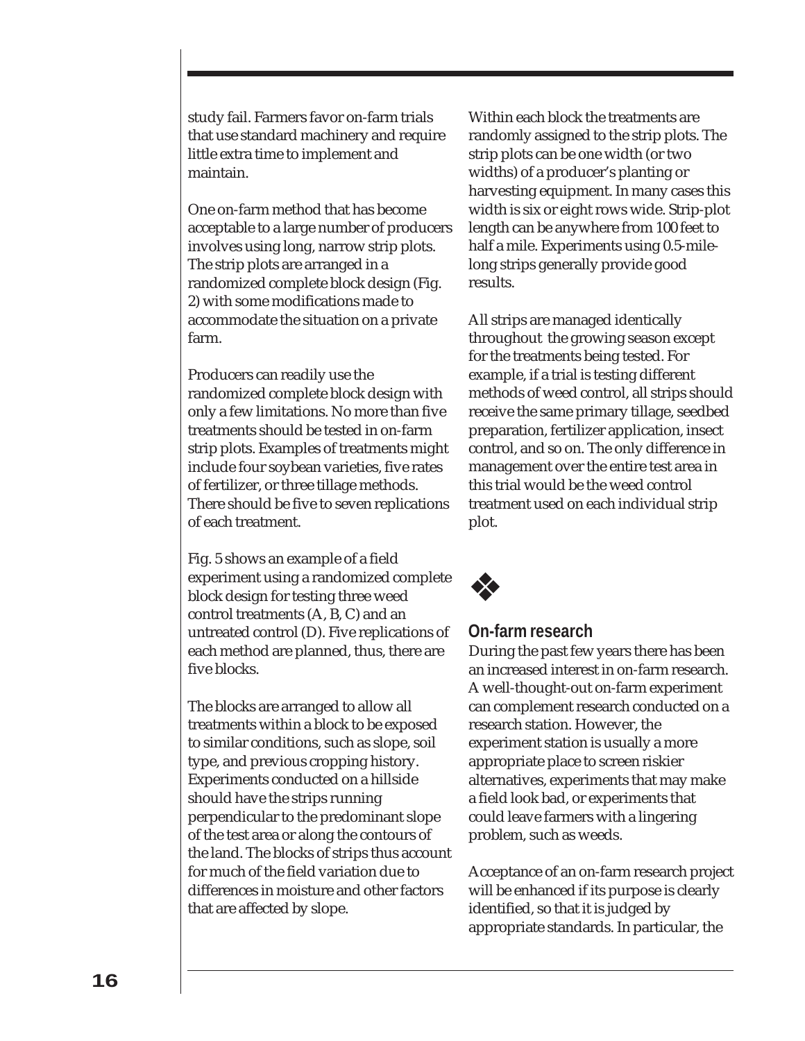study fail. Farmers favor on-farm trials that use standard machinery and require little extra time to implement and maintain.

One on-farm method that has become acceptable to a large number of producers involves using long, narrow strip plots. The strip plots are arranged in a randomized complete block design (Fig. 2) with some modifications made to accommodate the situation on a private farm.

Producers can readily use the randomized complete block design with only a few limitations. No more than five treatments should be tested in on-farm strip plots. Examples of treatments might include four soybean varieties, five rates of fertilizer, or three tillage methods. There should be five to seven replications of each treatment.

Fig. 5 shows an example of a field experiment using a randomized complete block design for testing three weed control treatments (A, B, C) and an untreated control (D). Five replications of each method are planned, thus, there are five blocks.

The blocks are arranged to allow all treatments within a block to be exposed to similar conditions, such as slope, soil type, and previous cropping history. Experiments conducted on a hillside should have the strips running perpendicular to the predominant slope of the test area or along the contours of the land. The blocks of strips thus account for much of the field variation due to differences in moisture and other factors that are affected by slope.

Within each block the treatments are randomly assigned to the strip plots. The strip plots can be one width (or two widths) of a producer's planting or harvesting equipment. In many cases this width is six or eight rows wide. Strip-plot length can be anywhere from 100 feet to half a mile. Experiments using 0.5-mile-long strips generally provide good results.

All strips are managed identically throughout the growing season except for the treatments being tested. For example, if a trial is testing different methods of weed control, all strips should receive the same primary tillage, seedbed preparation, fertilizer application, insect control, and so on. The only difference in management over the entire test area in this trial would be the weed control treatment used on each individual strip plot.

❖

## On-farm research

During the past few years there has been an increased interest in on-farm research. A well-thought-out on-farm experiment can complement research conducted on a research station. However, the experiment station is usually a more appropriate place to screen riskier alternatives, experiments that may make a field look bad, or experiments that could leave farmers with a lingering problem, such as weeds.

Acceptance of an on-farm research project will be enhanced if its purpose is clearly identified, so that it is judged by appropriate standards. In particular, the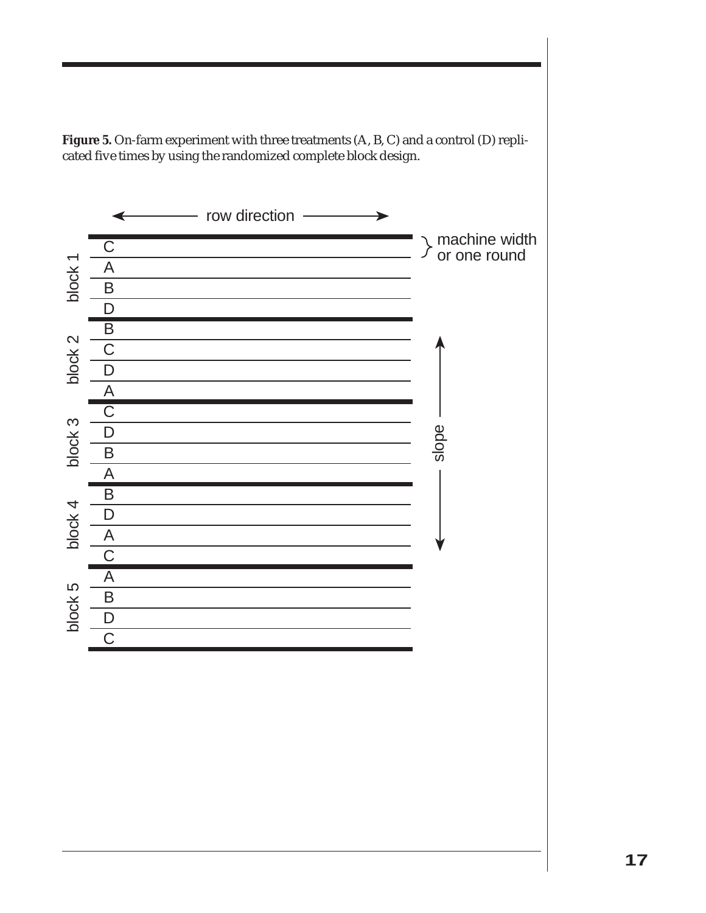**Figure 5.** On-farm experiment with three treatments (A, B, C) and a control (D) replicated five times by using the randomized complete block design.

row direction

machine width or one round

slope

| Block | Plot 1 | Plot 2 | Plot 3 | Plot 4 |
|---|---|---|---|---|
| block 1 | C | A | B | D |
| block 2 | B | C | D | A |
| block 3 | C | D | B | A |
| block 4 | B | D | A | C |
| block 5 | A | B | D | C |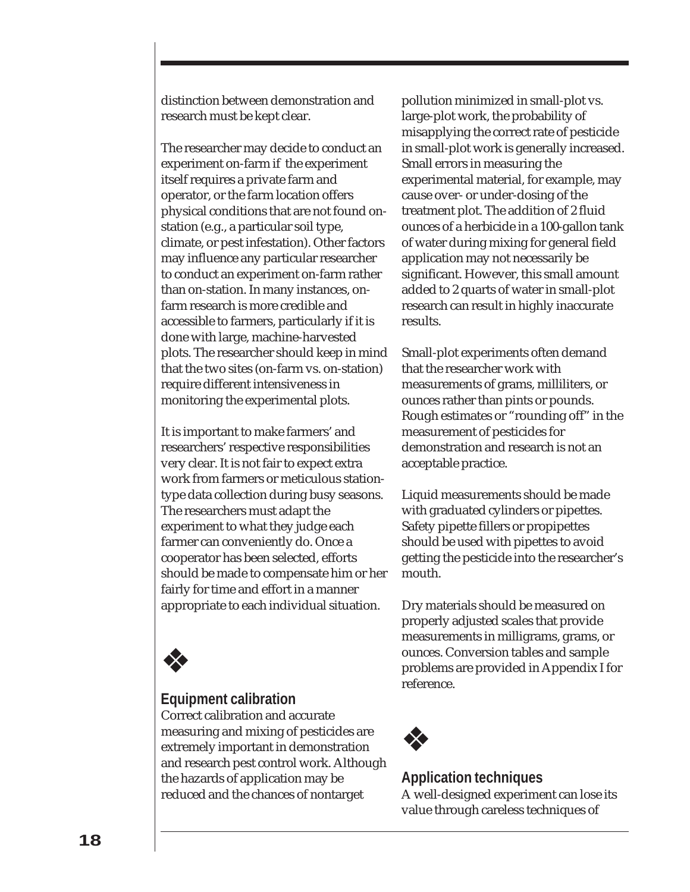distinction between demonstration and research must be kept clear.

The researcher may decide to conduct an experiment on-farm if the experiment itself requires a private farm and operator, or the farm location offers physical conditions that are not found on-station (e.g., a particular soil type, climate, or pest infestation). Other factors may influence any particular researcher to conduct an experiment on-farm rather than on-station. In many instances, on-farm research is more credible and accessible to farmers, particularly if it is done with large, machine-harvested plots. The researcher should keep in mind that the two sites (on-farm vs. on-station) require different intensiveness in monitoring the experimental plots.

It is important to make farmers' and researchers' respective responsibilities very clear. It is not fair to expect extra work from farmers or meticulous station-type data collection during busy seasons. The researchers must adapt the experiment to what they judge each farmer can conveniently do. Once a cooperator has been selected, efforts should be made to compensate him or her fairly for time and effort in a manner appropriate to each individual situation.

❖

## Equipment calibration

Correct calibration and accurate measuring and mixing of pesticides are extremely important in demonstration and research pest control work. Although the hazards of application may be reduced and the chances of nontarget pollution minimized in small-plot vs. large-plot work, the probability of misapplying the correct rate of pesticide in small-plot work is generally increased. Small errors in measuring the experimental material, for example, may cause over- or under-dosing of the treatment plot. The addition of 2 fluid ounces of a herbicide in a 100-gallon tank of water during mixing for general field application may not necessarily be significant. However, this small amount added to 2 quarts of water in small-plot research can result in highly inaccurate results.

Small-plot experiments often demand that the researcher work with measurements of grams, milliliters, or ounces rather than pints or pounds. Rough estimates or "rounding off" in the measurement of pesticides for demonstration and research is not an acceptable practice.

Liquid measurements should be made with graduated cylinders or pipettes. Safety pipette fillers or propipettes should be used with pipettes to avoid getting the pesticide into the researcher's mouth.

Dry materials should be measured on properly adjusted scales that provide measurements in milligrams, grams, or ounces. Conversion tables and sample problems are provided in Appendix I for reference.

❖

## Application techniques

A well-designed experiment can lose its value through careless techniques of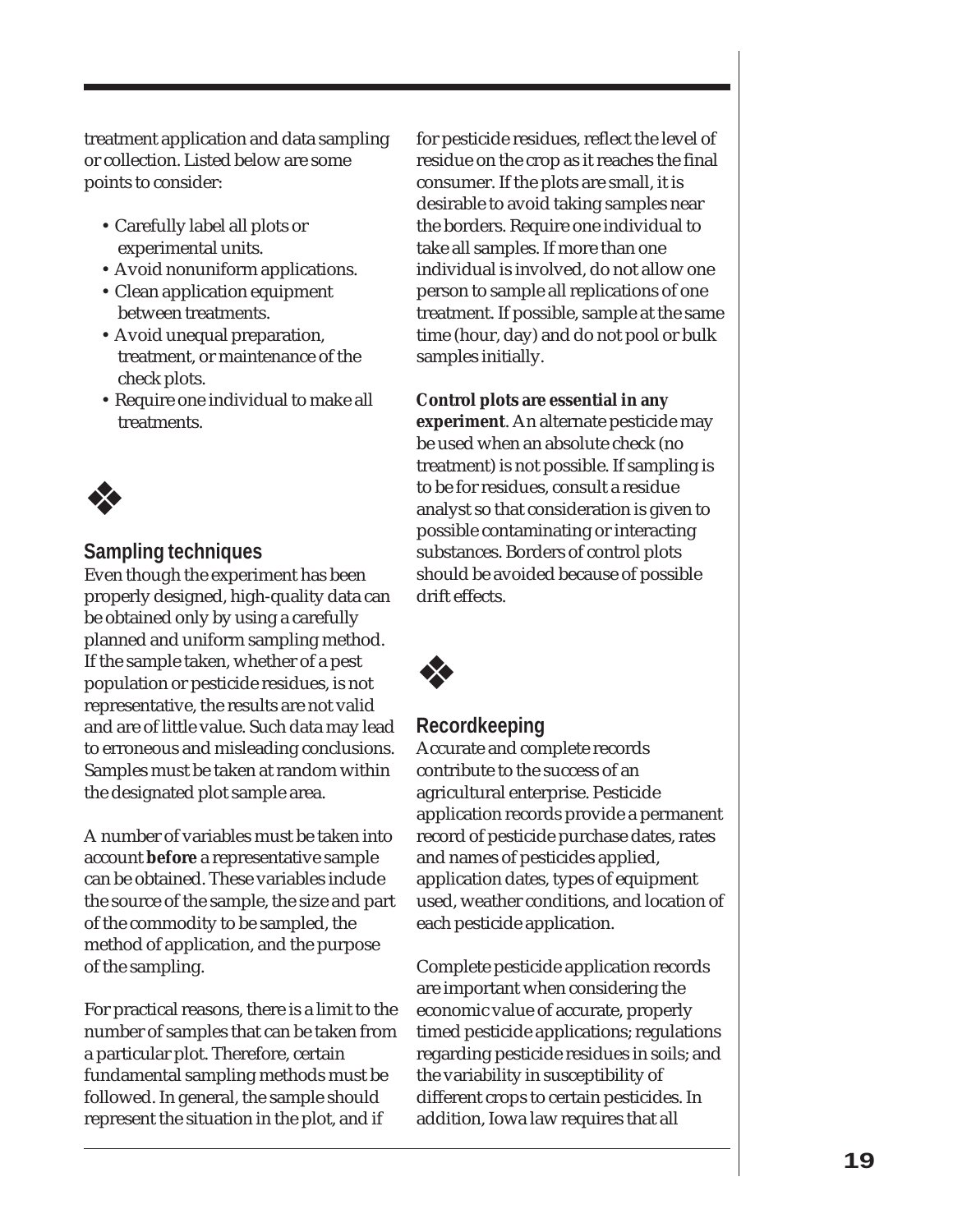treatment application and data sampling or collection. Listed below are some points to consider:

- Carefully label all plots or experimental units.
- Avoid nonuniform applications.
- Clean application equipment between treatments.
- Avoid unequal preparation, treatment, or maintenance of the check plots.
- Require one individual to make all treatments.

❖

## Sampling techniques

Even though the experiment has been properly designed, high-quality data can be obtained only by using a carefully planned and uniform sampling method. If the sample taken, whether of a pest population or pesticide residues, is not representative, the results are not valid and are of little value. Such data may lead to erroneous and misleading conclusions. Samples must be taken at random within the designated plot sample area.

A number of variables must be taken into account **before** a representative sample can be obtained. These variables include the source of the sample, the size and part of the commodity to be sampled, the method of application, and the purpose of the sampling.

For practical reasons, there is a limit to the number of samples that can be taken from a particular plot. Therefore, certain fundamental sampling methods must be followed. In general, the sample should represent the situation in the plot, and if for pesticide residues, reflect the level of residue on the crop as it reaches the final consumer. If the plots are small, it is desirable to avoid taking samples near the borders. Require one individual to take all samples. If more than one individual is involved, do not allow one person to sample all replications of one treatment. If possible, sample at the same time (hour, day) and do not pool or bulk samples initially.

**Control plots are essential in any experiment**. An alternate pesticide may be used when an absolute check (no treatment) is not possible. If sampling is to be for residues, consult a residue analyst so that consideration is given to possible contaminating or interacting substances. Borders of control plots should be avoided because of possible drift effects.

❖

## Recordkeeping

Accurate and complete records contribute to the success of an agricultural enterprise. Pesticide application records provide a permanent record of pesticide purchase dates, rates and names of pesticides applied, application dates, types of equipment used, weather conditions, and location of each pesticide application.

Complete pesticide application records are important when considering the economic value of accurate, properly timed pesticide applications; regulations regarding pesticide residues in soils; and the variability in susceptibility of different crops to certain pesticides. In addition, Iowa law requires that all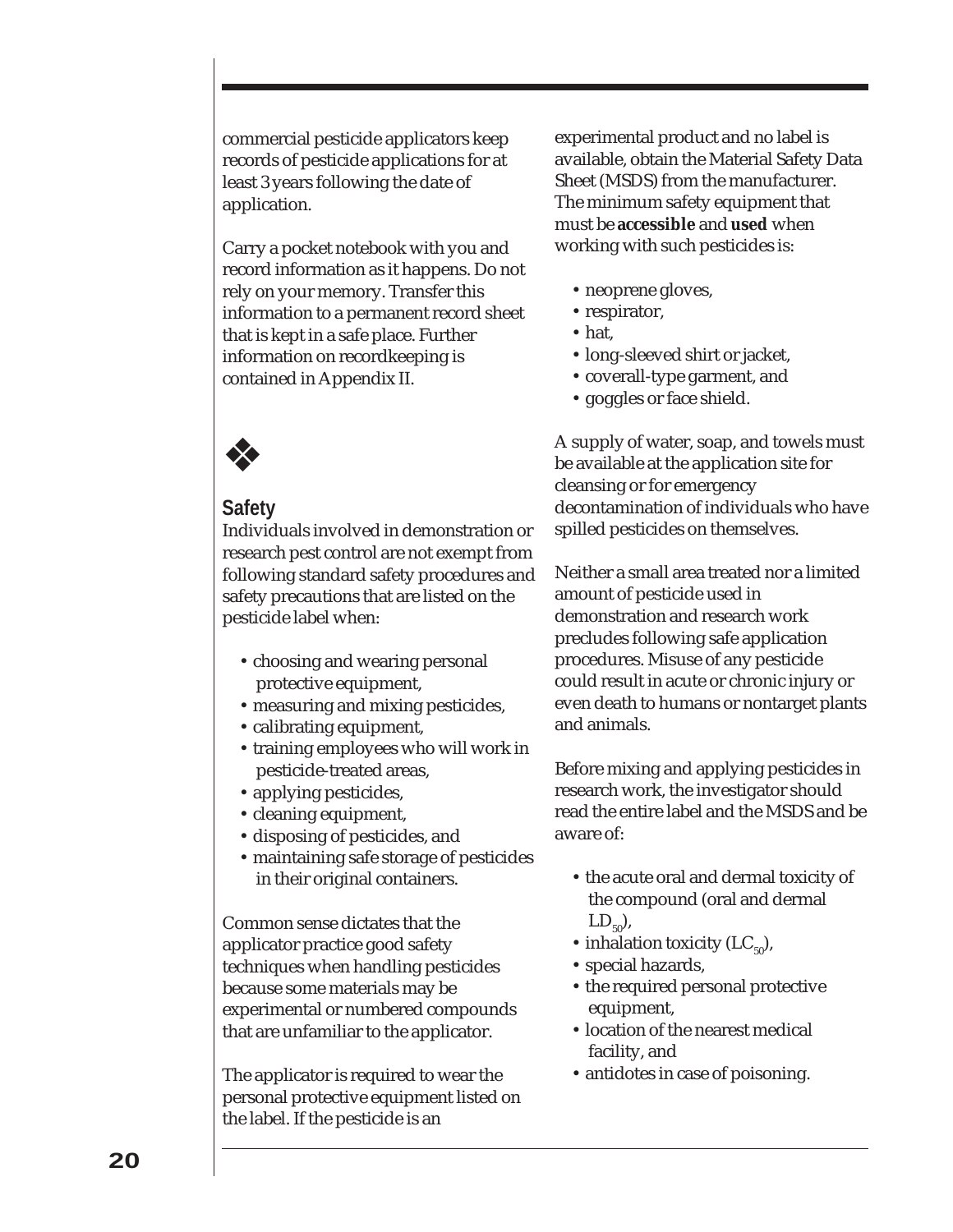commercial pesticide applicators keep records of pesticide applications for at least 3 years following the date of application.

Carry a pocket notebook with you and record information as it happens. Do not rely on your memory. Transfer this information to a permanent record sheet that is kept in a safe place. Further information on recordkeeping is contained in Appendix II.

❖

## Safety

Individuals involved in demonstration or research pest control are not exempt from following standard safety procedures and safety precautions that are listed on the pesticide label when:

- choosing and wearing personal protective equipment,
- measuring and mixing pesticides,
- calibrating equipment,
- training employees who will work in pesticide-treated areas,
- applying pesticides,
- cleaning equipment,
- disposing of pesticides, and
- maintaining safe storage of pesticides in their original containers.

Common sense dictates that the applicator practice good safety techniques when handling pesticides because some materials may be experimental or numbered compounds that are unfamiliar to the applicator.

The applicator is required to wear the personal protective equipment listed on the label. If the pesticide is an experimental product and no label is available, obtain the Material Safety Data Sheet (MSDS) from the manufacturer. The minimum safety equipment that must be **accessible** and **used** when working with such pesticides is:

- neoprene gloves,
- respirator,
- hat,
- long-sleeved shirt or jacket,
- coverall-type garment, and
- goggles or face shield.

A supply of water, soap, and towels must be available at the application site for cleansing or for emergency decontamination of individuals who have spilled pesticides on themselves.

Neither a small area treated nor a limited amount of pesticide used in demonstration and research work precludes following safe application procedures. Misuse of any pesticide could result in acute or chronic injury or even death to humans or nontarget plants and animals.

Before mixing and applying pesticides in research work, the investigator should read the entire label and the MSDS and be aware of:

- the acute oral and dermal toxicity of the compound (oral and dermal $LD_{50}$),
- inhalation toxicity ($LC_{50}$),
- special hazards,
- the required personal protective equipment,
- location of the nearest medical facility, and
- antidotes in case of poisoning.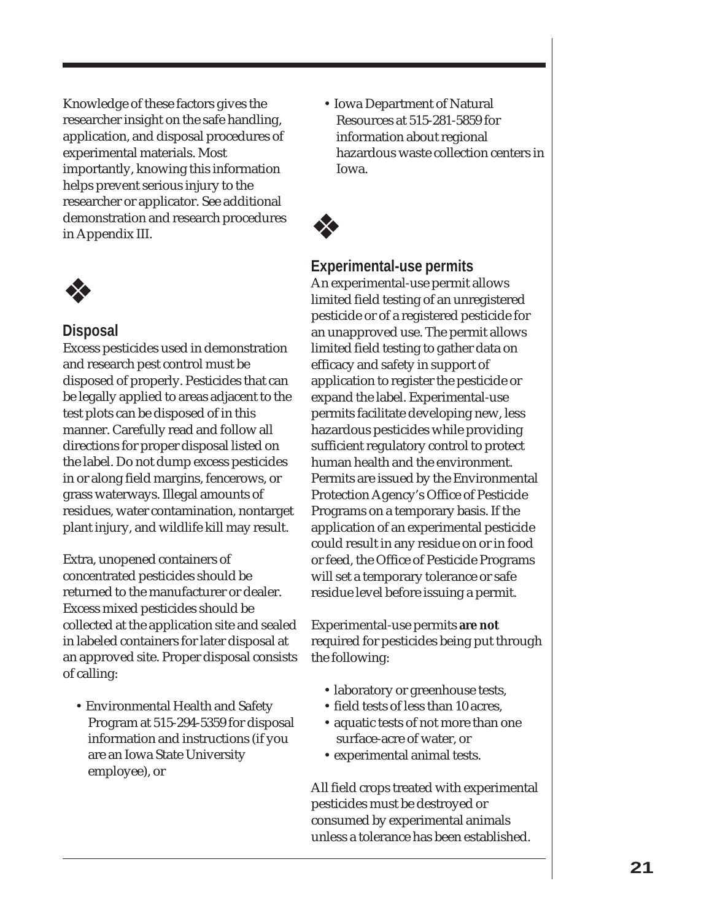Knowledge of these factors gives the researcher insight on the safe handling, application, and disposal procedures of experimental materials. Most importantly, knowing this information helps prevent serious injury to the researcher or applicator. See additional demonstration and research procedures in Appendix III.

❖

## Disposal

Excess pesticides used in demonstration and research pest control must be disposed of properly. Pesticides that can be legally applied to areas adjacent to the test plots can be disposed of in this manner. Carefully read and follow all directions for proper disposal listed on the label. Do not dump excess pesticides in or along field margins, fencerows, or grass waterways. Illegal amounts of residues, water contamination, nontarget plant injury, and wildlife kill may result.

Extra, unopened containers of concentrated pesticides should be returned to the manufacturer or dealer. Excess mixed pesticides should be collected at the application site and sealed in labeled containers for later disposal at an approved site. Proper disposal consists of calling:

- Environmental Health and Safety Program at 515-294-5359 for disposal information and instructions (if you are an Iowa State University employee), or
- Iowa Department of Natural Resources at 515-281-5859 for information about regional hazardous waste collection centers in Iowa.

❖

## Experimental-use permits

An experimental-use permit allows limited field testing of an unregistered pesticide or of a registered pesticide for an unapproved use. The permit allows limited field testing to gather data on efficacy and safety in support of application to register the pesticide or expand the label. Experimental-use permits facilitate developing new, less hazardous pesticides while providing sufficient regulatory control to protect human health and the environment. Permits are issued by the Environmental Protection Agency's Office of Pesticide Programs on a temporary basis. If the application of an experimental pesticide could result in any residue on or in food or feed, the Office of Pesticide Programs will set a temporary tolerance or safe residue level before issuing a permit.

Experimental-use permits **are not** required for pesticides being put through the following:

- laboratory or greenhouse tests,
- field tests of less than 10 acres,
- aquatic tests of not more than one surface-acre of water, or
- experimental animal tests.

All field crops treated with experimental pesticides must be destroyed or consumed by experimental animals unless a tolerance has been established.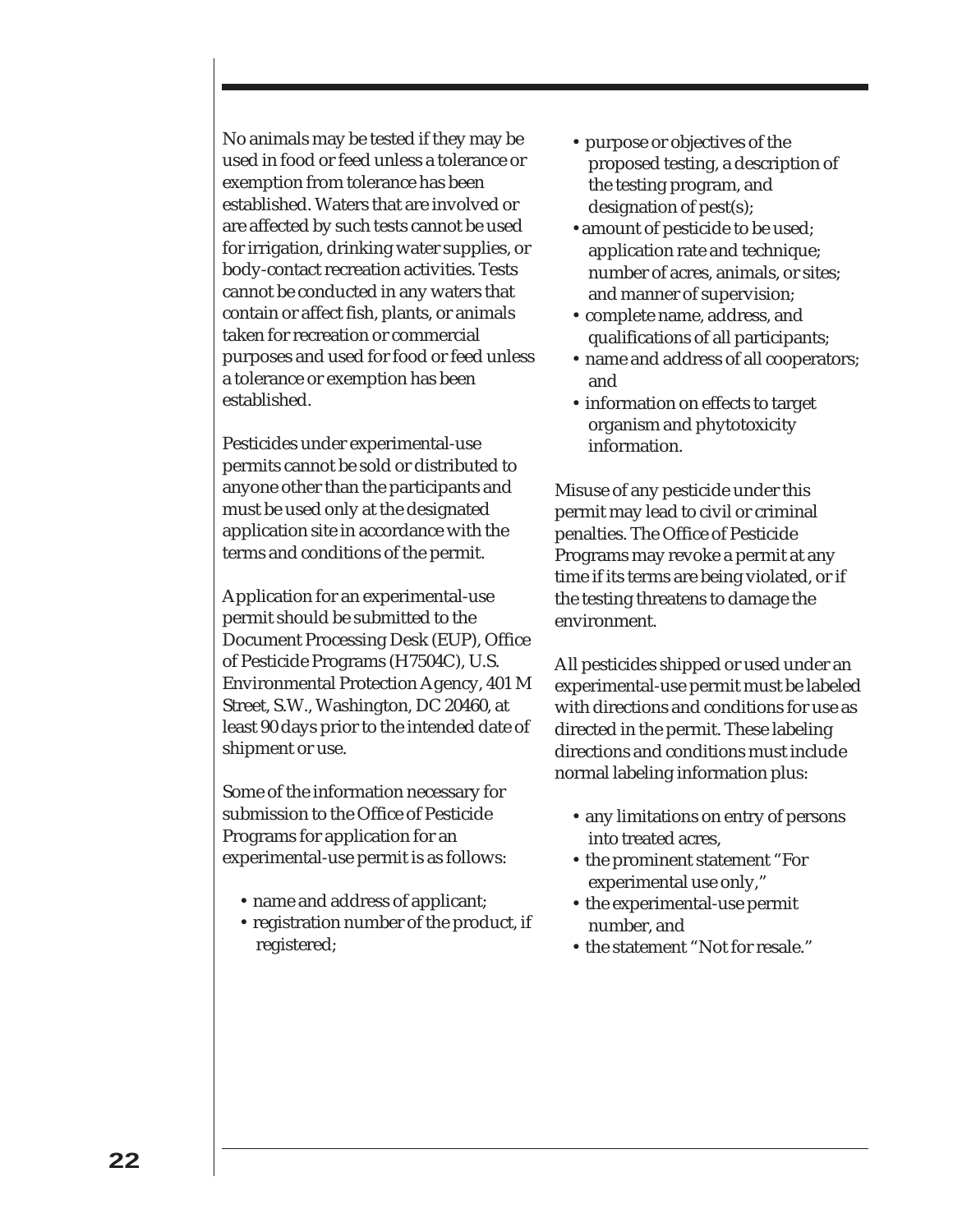No animals may be tested if they may be used in food or feed unless a tolerance or exemption from tolerance has been established. Waters that are involved or are affected by such tests cannot be used for irrigation, drinking water supplies, or body-contact recreation activities. Tests cannot be conducted in any waters that contain or affect fish, plants, or animals taken for recreation or commercial purposes and used for food or feed unless a tolerance or exemption has been established.

Pesticides under experimental-use permits cannot be sold or distributed to anyone other than the participants and must be used only at the designated application site in accordance with the terms and conditions of the permit.

Application for an experimental-use permit should be submitted to the Document Processing Desk (EUP), Office of Pesticide Programs (H7504C), U.S. Environmental Protection Agency, 401 M Street, S.W., Washington, DC 20460, at least 90 days prior to the intended date of shipment or use.

Some of the information necessary for submission to the Office of Pesticide Programs for application for an experimental-use permit is as follows:

- name and address of applicant;
- registration number of the product, if registered;
- purpose or objectives of the proposed testing, a description of the testing program, and designation of pest(s);
- amount of pesticide to be used; application rate and technique; number of acres, animals, or sites; and manner of supervision;
- complete name, address, and qualifications of all participants;
- name and address of all cooperators; and
- information on effects to target organism and phytotoxicity information.

Misuse of any pesticide under this permit may lead to civil or criminal penalties. The Office of Pesticide Programs may revoke a permit at any time if its terms are being violated, or if the testing threatens to damage the environment.

All pesticides shipped or used under an experimental-use permit must be labeled with directions and conditions for use as directed in the permit. These labeling directions and conditions must include normal labeling information plus:

- any limitations on entry of persons into treated acres,
- the prominent statement "For experimental use only,"
- the experimental-use permit number, and
- the statement "Not for resale."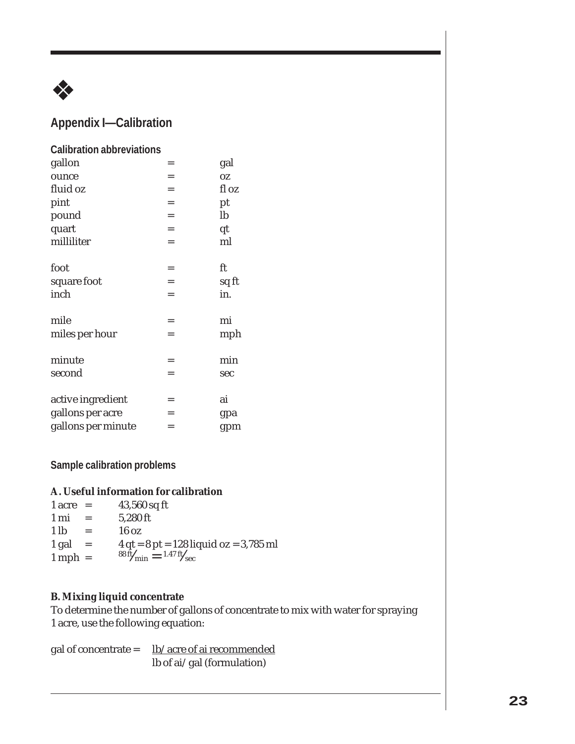## Appendix I—Calibration

### Calibration abbreviations

| | | |
|---|---|---|
| gallon | = | gal |
| ounce | = | oz |
| fluid oz | = | fl oz |
| pint | = | pt |
| pound | = | lb |
| quart | = | qt |
| milliliter | = | ml |
| foot | = | ft |
| square foot | = | sq ft |
| inch | = | in. |
| mile | = | mi |
| miles per hour | = | mph |
| minute | = | min |
| second | = | sec |
| active ingredient | = | ai |
| gallons per acre | = | gpa |
| gallons per minute | = | gpm |

### Sample calibration problems

**A. Useful information for calibration**

| | | |
|---|---|---|
| 1 acre | = | 43,560 sq ft |
| 1 mi | = | 5,280 ft |
| 1 lb | = | 16 oz |
| 1 gal | = | 4 qt = 8 pt = 128 liquid oz = 3,785 ml |
| 1 mph | = | $88\ \text{ft}/\text{min} = 1.47\ \text{ft}/\text{sec}$ |

**B. Mixing liquid concentrate**

To determine the number of gallons of concentrate to mix with water for spraying 1 acre, use the following equation:

$$\text{gal of concentrate} = \frac{\text{lb/acre of ai recommended}}{\text{lb of ai/gal (formulation)}}$$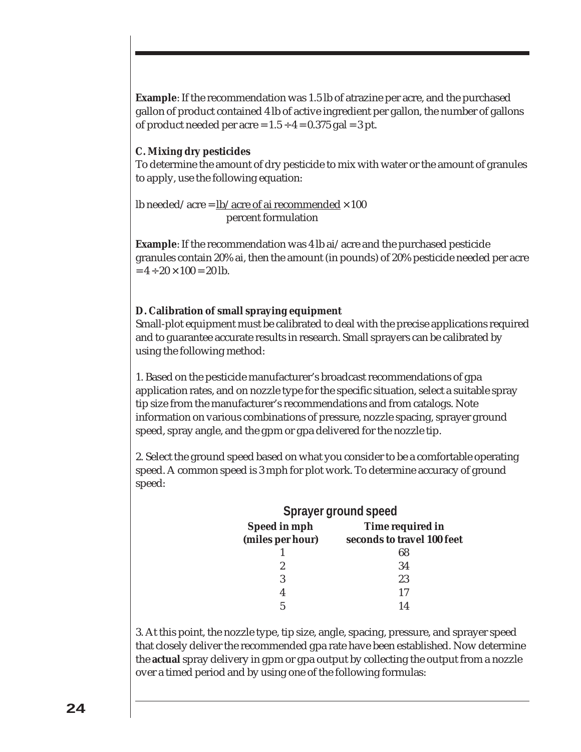**Example**: If the recommendation was 1.5 lb of atrazine per acre, and the purchased gallon of product contained 4 lb of active ingredient per gallon, the number of gallons of product needed per acre = 1.5 ÷ 4 = 0.375 gal = 3 pt.

**C. Mixing dry pesticides**

To determine the amount of dry pesticide to mix with water or the amount of granules to apply, use the following equation:

$$\text{lb needed/acre} = \frac{\text{lb/acre of ai recommended}}{\text{percent formulation}} \times 100$$

**Example**: If the recommendation was 4 lb ai/acre and the purchased pesticide granules contain 20% ai, then the amount (in pounds) of 20% pesticide needed per acre = 4 ÷ 20 × 100 = 20 lb.

**D. Calibration of small spraying equipment**

Small-plot equipment must be calibrated to deal with the precise applications required and to guarantee accurate results in research. Small sprayers can be calibrated by using the following method:

1. Based on the pesticide manufacturer's broadcast recommendations of gpa application rates, and on nozzle type for the specific situation, select a suitable spray tip size from the manufacturer's recommendations and from catalogs. Note information on various combinations of pressure, nozzle spacing, sprayer ground speed, spray angle, and the gpm or gpa delivered for the nozzle tip.

2. Select the ground speed based on what you consider to be a comfortable operating speed. A common speed is 3 mph for plot work. To determine accuracy of ground speed:

**Sprayer ground speed**

| Speed in mph (miles per hour) | Time required in seconds to travel 100 feet |
|---|---|
| 1 | 68 |
| 2 | 34 |
| 3 | 23 |
| 4 | 17 |
| 5 | 14 |

3. At this point, the nozzle type, tip size, angle, spacing, pressure, and sprayer speed that closely deliver the recommended gpa rate have been established. Now determine the **actual** spray delivery in gpm or gpa output by collecting the output from a nozzle over a timed period and by using one of the following formulas: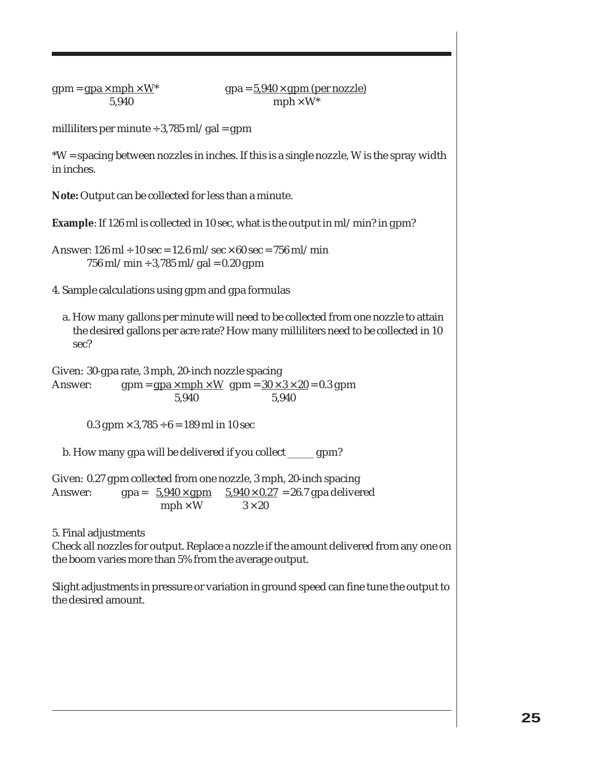$$\text{gpm} = \frac{\text{gpa} \times \text{mph} \times W^*}{5{,}940} \qquad \text{gpa} = \frac{5{,}940 \times \text{gpm (per nozzle)}}{\text{mph} \times W^*}$$

milliliters per minute ÷ 3,785 ml/gal = gpm

*W = spacing between nozzles in inches. If this is a single nozzle, W is the spray width in inches.

**Note:** Output can be collected for less than a minute.

**Example**: If 126 ml is collected in 10 sec, what is the output in ml/min? in gpm?

Answer: 126 ml ÷ 10 sec = 12.6 ml/sec × 60 sec = 756 ml/min
756 ml/min ÷ 3,785 ml/gal = 0.20 gpm

4. Sample calculations using gpm and gpa formulas

   a. How many gallons per minute will need to be collected from one nozzle to attain the desired gallons per acre rate? How many milliliters need to be collected in 10 sec?

Given: 30-gpa rate, 3 mph, 20-inch nozzle spacing

Answer: $\text{gpm} = \frac{\text{gpa} \times \text{mph} \times W}{5{,}940}$ $\quad \text{gpm} = \frac{30 \times 3 \times 20}{5{,}940} = 0.3 \text{ gpm}$

0.3 gpm × 3,785 ÷ 6 = 189 ml in 10 sec

   b. How many gpa will be delivered if you collect _____ gpm?

Given: 0.27 gpm collected from one nozzle, 3 mph, 20-inch spacing

Answer: $\text{gpa} = \frac{5{,}940 \times \text{gpm}}{\text{mph} \times W} \quad \frac{5{,}940 \times 0.27}{3 \times 20} = 26.7 \text{ gpa delivered}$

5. Final adjustments

Check all nozzles for output. Replace a nozzle if the amount delivered from any one on the boom varies more than 5% from the average output.

Slight adjustments in pressure or variation in ground speed can fine tune the output to the desired amount.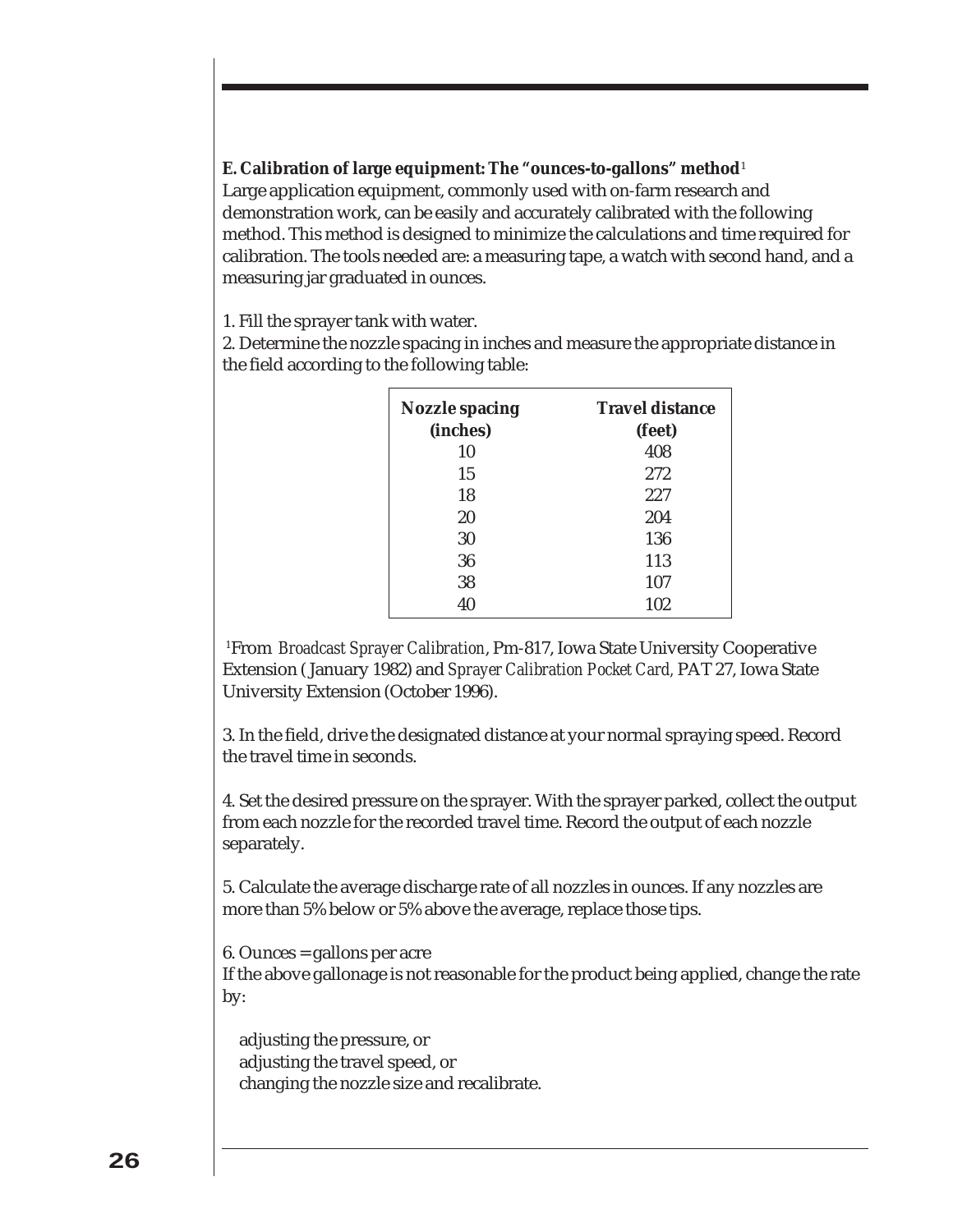**E. Calibration of large equipment: The "ounces-to-gallons" method**[1]

Large application equipment, commonly used with on-farm research and demonstration work, can be easily and accurately calibrated with the following method. This method is designed to minimize the calculations and time required for calibration. The tools needed are: a measuring tape, a watch with second hand, and a measuring jar graduated in ounces.

1. Fill the sprayer tank with water.
2. Determine the nozzle spacing in inches and measure the appropriate distance in the field according to the following table:

| Nozzle spacing (inches) | Travel distance (feet) |
|---|---|
| 10 | 408 |
| 15 | 272 |
| 18 | 227 |
| 20 | 204 |
| 30 | 136 |
| 36 | 113 |
| 38 | 107 |
| 40 | 102 |

[1]From *Broadcast Sprayer Calibration*, Pm-817, Iowa State University Cooperative Extension (January 1982) and *Sprayer Calibration Pocket Card,* PAT 27, Iowa State University Extension (October 1996).

3. In the field, drive the designated distance at your normal spraying speed. Record the travel time in seconds.

4. Set the desired pressure on the sprayer. With the sprayer parked, collect the output from each nozzle for the recorded travel time. Record the output of each nozzle separately.

5. Calculate the average discharge rate of all nozzles in ounces. If any nozzles are more than 5% below or 5% above the average, replace those tips.

6. Ounces = gallons per acre

If the above gallonage is not reasonable for the product being applied, change the rate by:

- adjusting the pressure, or
- adjusting the travel speed, or
- changing the nozzle size and recalibrate.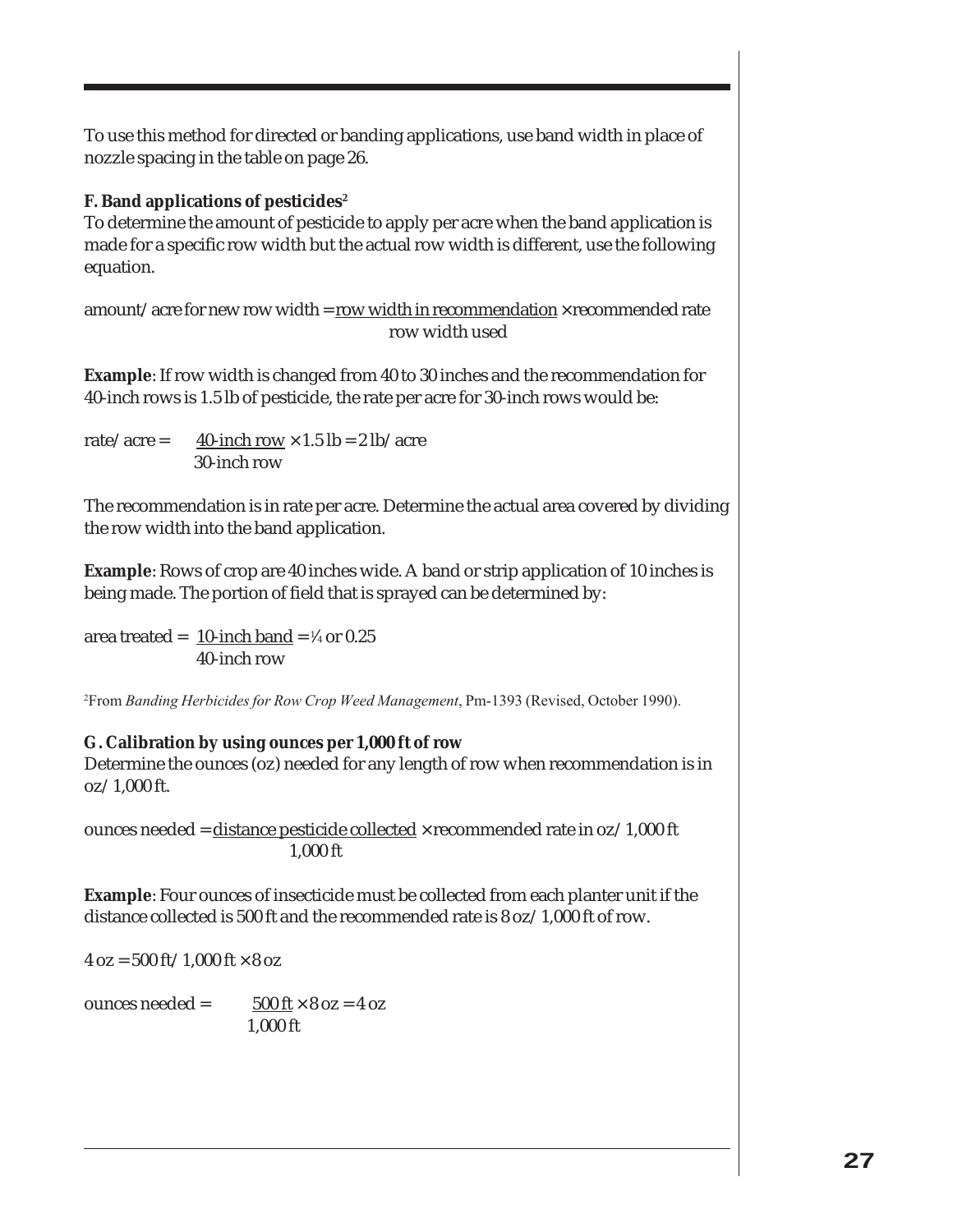To use this method for directed or banding applications, use band width in place of nozzle spacing in the table on page 26.

**F. Band applications of pesticides**[2]

To determine the amount of pesticide to apply per acre when the band application is made for a specific row width but the actual row width is different, use the following equation.

$$\text{amount/acre for new row width} = \frac{\text{row width in recommendation}}{\text{row width used}} \times \text{recommended rate}$$

**Example**: If row width is changed from 40 to 30 inches and the recommendation for 40-inch rows is 1.5 lb of pesticide, the rate per acre for 30-inch rows would be:

$$\text{rate/acre} = \frac{\text{40-inch row}}{\text{30-inch row}} \times 1.5\text{ lb} = 2\text{ lb/acre}$$

The recommendation is in rate per acre. Determine the actual area covered by dividing the row width into the band application.

**Example**: Rows of crop are 40 inches wide. A band or strip application of 10 inches is being made. The portion of field that is sprayed can be determined by:

$$\text{area treated} = \frac{\text{10-inch band}}{\text{40-inch row}} = \tfrac{1}{4} \text{ or } 0.25$$

[2]From *Banding Herbicides for Row Crop Weed Management*, Pm-1393 (Revised, October 1990).

**G. Calibration by using ounces per 1,000 ft of row**

Determine the ounces (oz) needed for any length of row when recommendation is in oz/1,000 ft.

$$\text{ounces needed} = \frac{\text{distance pesticide collected}}{1{,}000\text{ ft}} \times \text{recommended rate in oz/1,000 ft}$$

**Example**: Four ounces of insecticide must be collected from each planter unit if the distance collected is 500 ft and the recommended rate is 8 oz/1,000 ft of row.

$$4\text{ oz} = 500\text{ ft}/1{,}000\text{ ft} \times 8\text{ oz}$$

$$\text{ounces needed} = \frac{500\text{ ft}}{1{,}000\text{ ft}} \times 8\text{ oz} = 4\text{ oz}$$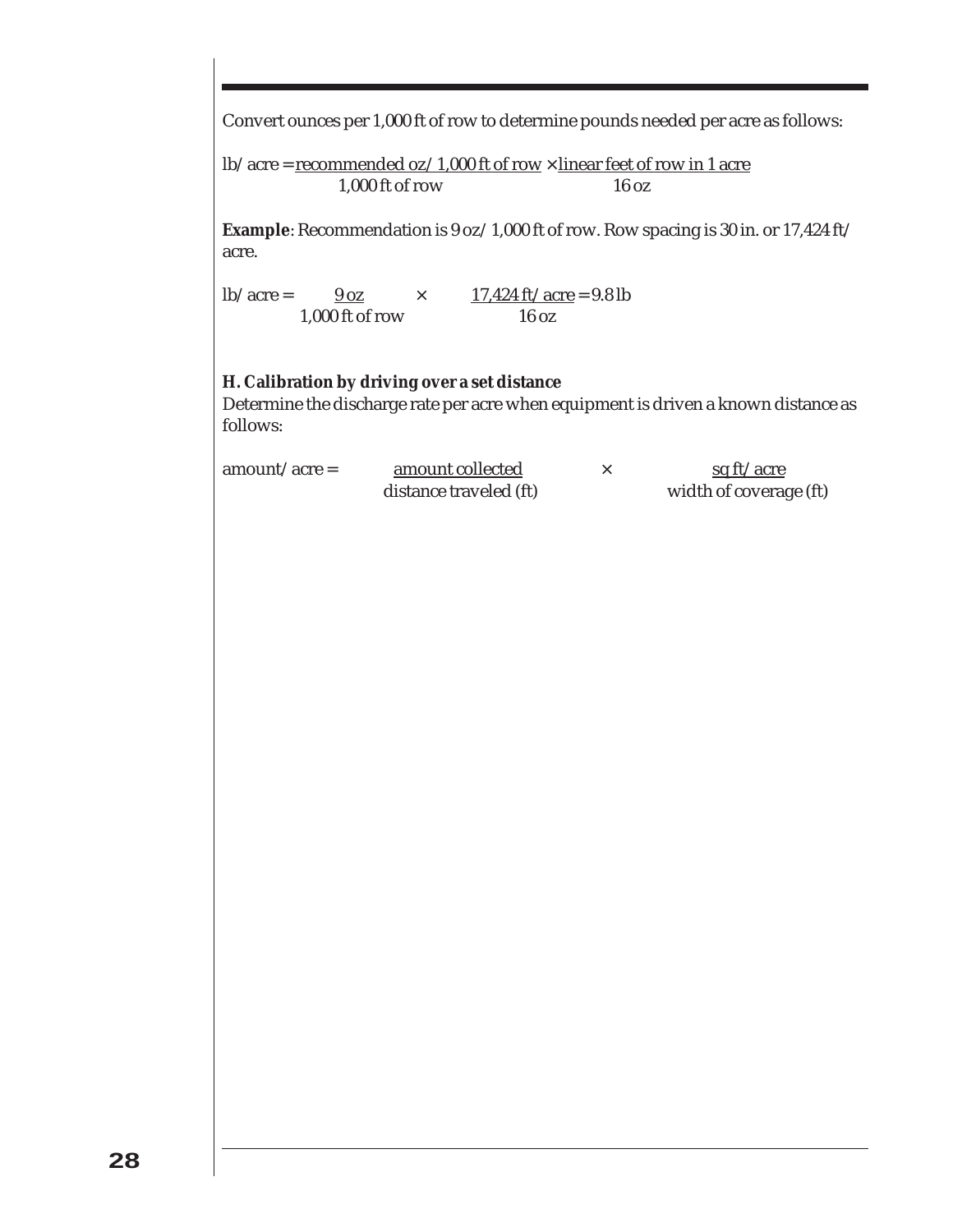Convert ounces per 1,000 ft of row to determine pounds needed per acre as follows:

$$\text{lb/acre} = \frac{\text{recommended oz/1,000 ft of row}}{\text{1,000 ft of row}} \times \frac{\text{linear feet of row in 1 acre}}{\text{16 oz}}$$

**Example**: Recommendation is 9 oz/1,000 ft of row. Row spacing is 30 in. or 17,424 ft/acre.

$$\text{lb/acre} = \frac{\text{9 oz}}{\text{1,000 ft of row}} \times \frac{\text{17,424 ft/acre}}{\text{16 oz}} = \text{9.8 lb}$$

**H. Calibration by driving over a set distance**

Determine the discharge rate per acre when equipment is driven a known distance as follows:

$$\text{amount/acre} = \frac{\text{amount collected}}{\text{distance traveled (ft)}} \times \frac{\text{sq ft/acre}}{\text{width of coverage (ft)}}$$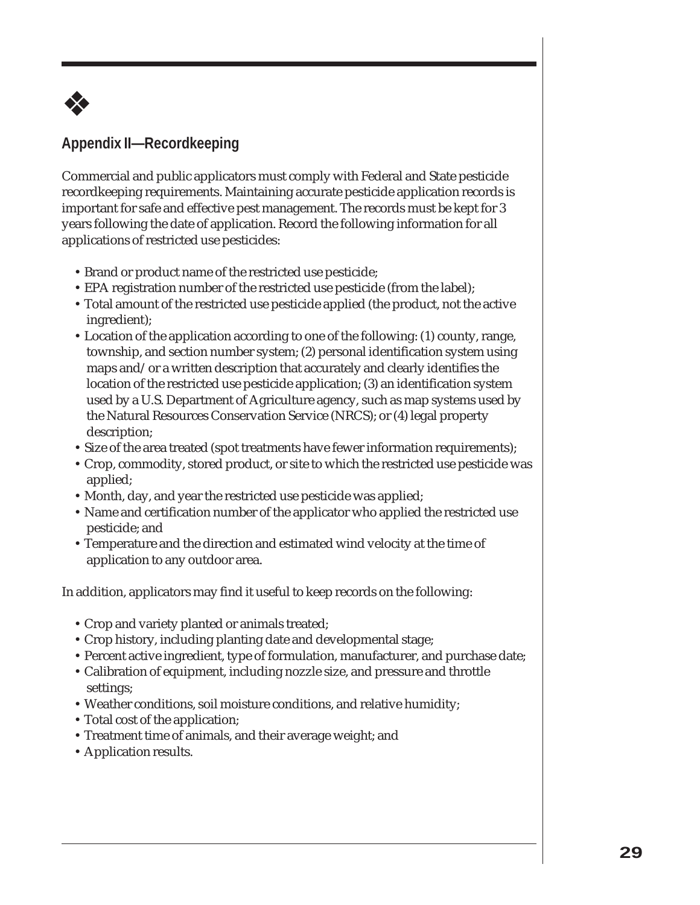## Appendix II—Recordkeeping

Commercial and public applicators must comply with Federal and State pesticide recordkeeping requirements. Maintaining accurate pesticide application records is important for safe and effective pest management. The records must be kept for 3 years following the date of application. Record the following information for all applications of restricted use pesticides:

- Brand or product name of the restricted use pesticide;
- EPA registration number of the restricted use pesticide (from the label);
- Total amount of the restricted use pesticide applied (the product, not the active ingredient);
- Location of the application according to one of the following: (1) county, range, township, and section number system; (2) personal identification system using maps and/or a written description that accurately and clearly identifies the location of the restricted use pesticide application; (3) an identification system used by a U.S. Department of Agriculture agency, such as map systems used by the Natural Resources Conservation Service (NRCS); or (4) legal property description;
- Size of the area treated (spot treatments have fewer information requirements);
- Crop, commodity, stored product, or site to which the restricted use pesticide was applied;
- Month, day, and year the restricted use pesticide was applied;
- Name and certification number of the applicator who applied the restricted use pesticide; and
- Temperature and the direction and estimated wind velocity at the time of application to any outdoor area.

In addition, applicators may find it useful to keep records on the following:

- Crop and variety planted or animals treated;
- Crop history, including planting date and developmental stage;
- Percent active ingredient, type of formulation, manufacturer, and purchase date;
- Calibration of equipment, including nozzle size, and pressure and throttle settings;
- Weather conditions, soil moisture conditions, and relative humidity;
- Total cost of the application;
- Treatment time of animals, and their average weight; and
- Application results.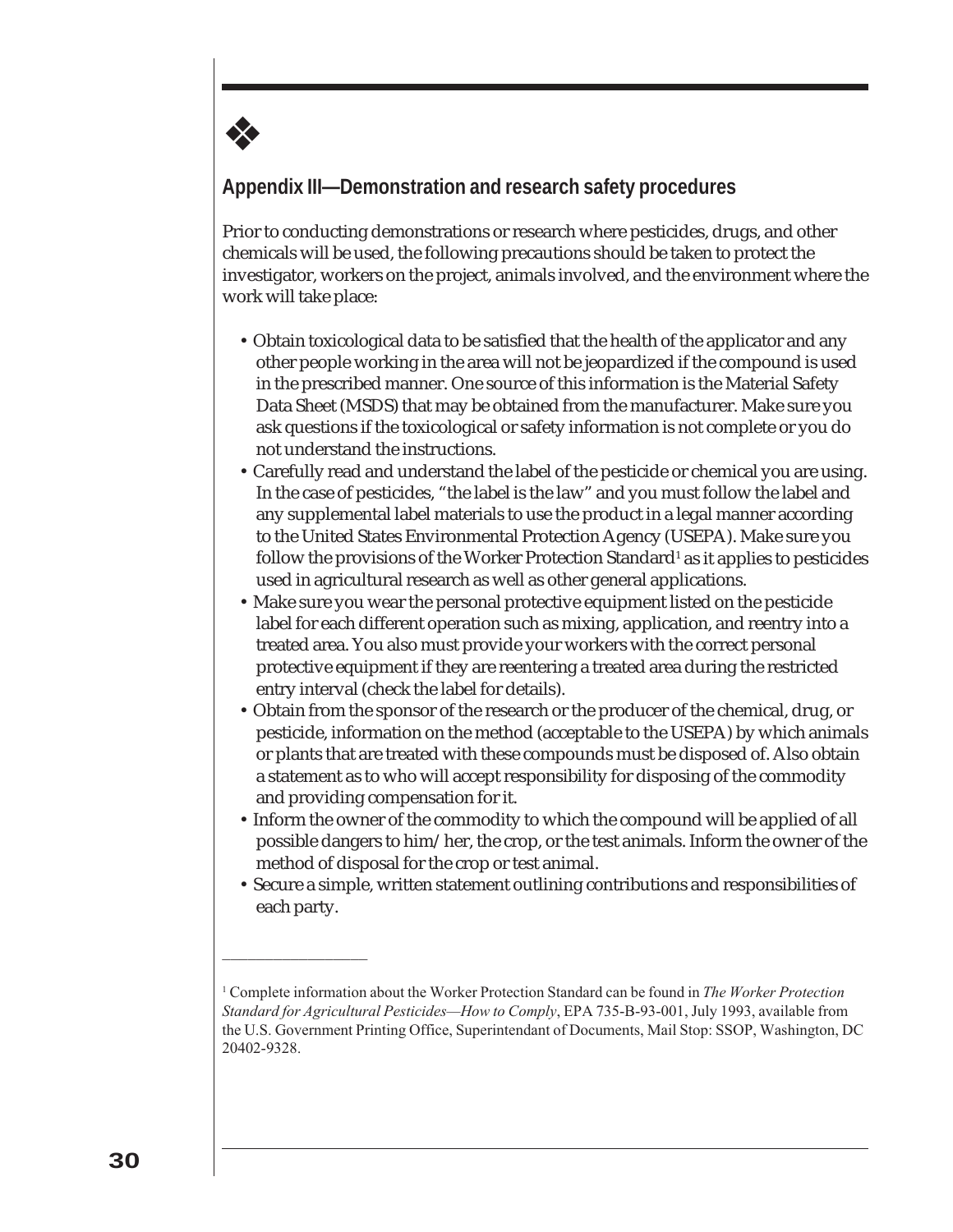## Appendix III—Demonstration and research safety procedures

Prior to conducting demonstrations or research where pesticides, drugs, and other chemicals will be used, the following precautions should be taken to protect the investigator, workers on the project, animals involved, and the environment where the work will take place:

- Obtain toxicological data to be satisfied that the health of the applicator and any other people working in the area will not be jeopardized if the compound is used in the prescribed manner. One source of this information is the Material Safety Data Sheet (MSDS) that may be obtained from the manufacturer. Make sure you ask questions if the toxicological or safety information is not complete or you do not understand the instructions.
- Carefully read and understand the label of the pesticide or chemical you are using. In the case of pesticides, "the label is the law" and you must follow the label and any supplemental label materials to use the product in a legal manner according to the United States Environmental Protection Agency (USEPA). Make sure you follow the provisions of the Worker Protection Standard[1] as it applies to pesticides used in agricultural research as well as other general applications.
- Make sure you wear the personal protective equipment listed on the pesticide label for each different operation such as mixing, application, and reentry into a treated area. You also must provide your workers with the correct personal protective equipment if they are reentering a treated area during the restricted entry interval (check the label for details).
- Obtain from the sponsor of the research or the producer of the chemical, drug, or pesticide, information on the method (acceptable to the USEPA) by which animals or plants that are treated with these compounds must be disposed of. Also obtain a statement as to who will accept responsibility for disposing of the commodity and providing compensation for it.
- Inform the owner of the commodity to which the compound will be applied of all possible dangers to him/her, the crop, or the test animals. Inform the owner of the method of disposal for the crop or test animal.
- Secure a simple, written statement outlining contributions and responsibilities of each party.

---

[1] Complete information about the Worker Protection Standard can be found in *The Worker Protection Standard for Agricultural Pesticides—How to Comply*, EPA 735-B-93-001, July 1993, available from the U.S. Government Printing Office, Superintendant of Documents, Mail Stop: SSOP, Washington, DC 20402-9328.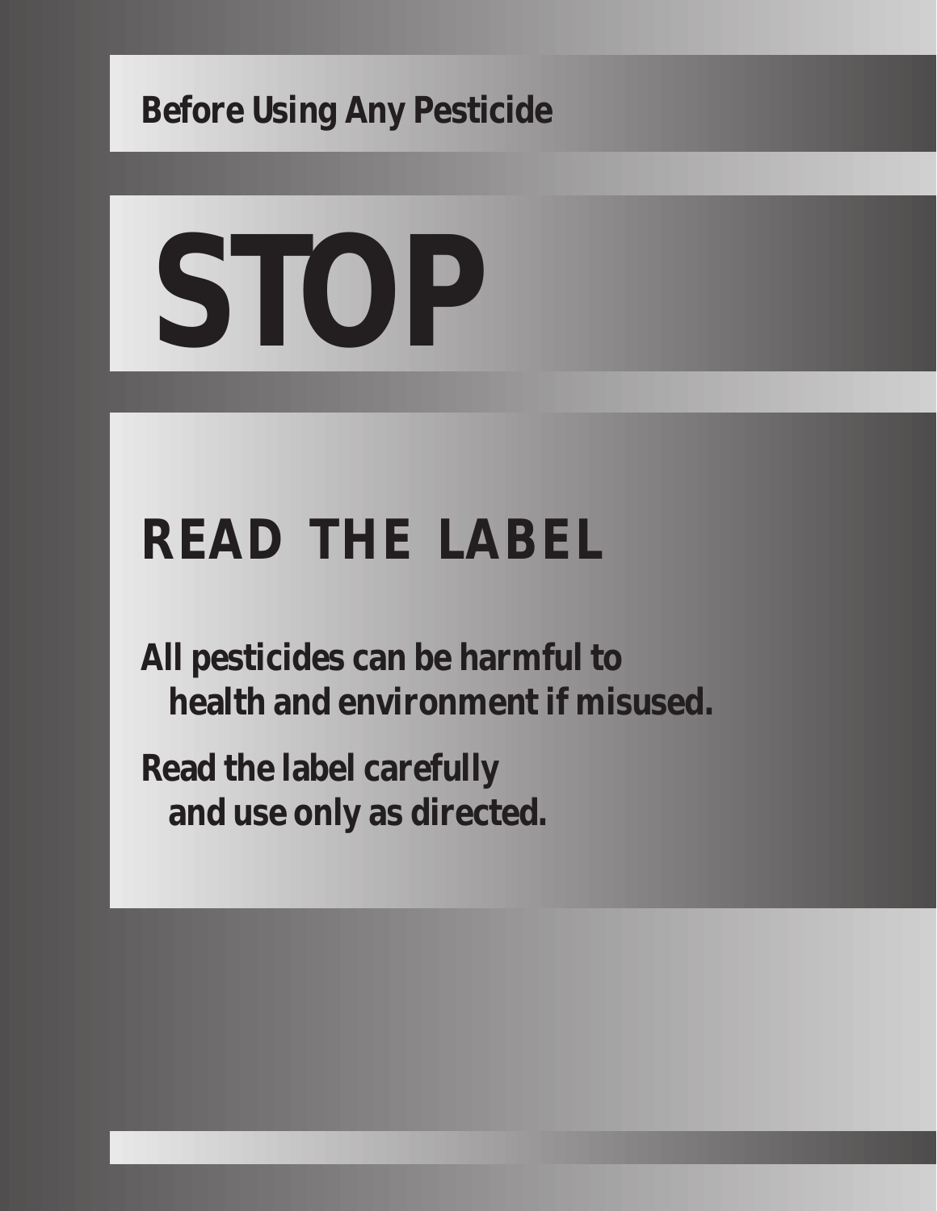**Before Using Any Pesticide**

# STOP

## READ THE LABEL

**All pesticides can be harmful to health and environment if misused.**

**Read the label carefully and use only as directed.**